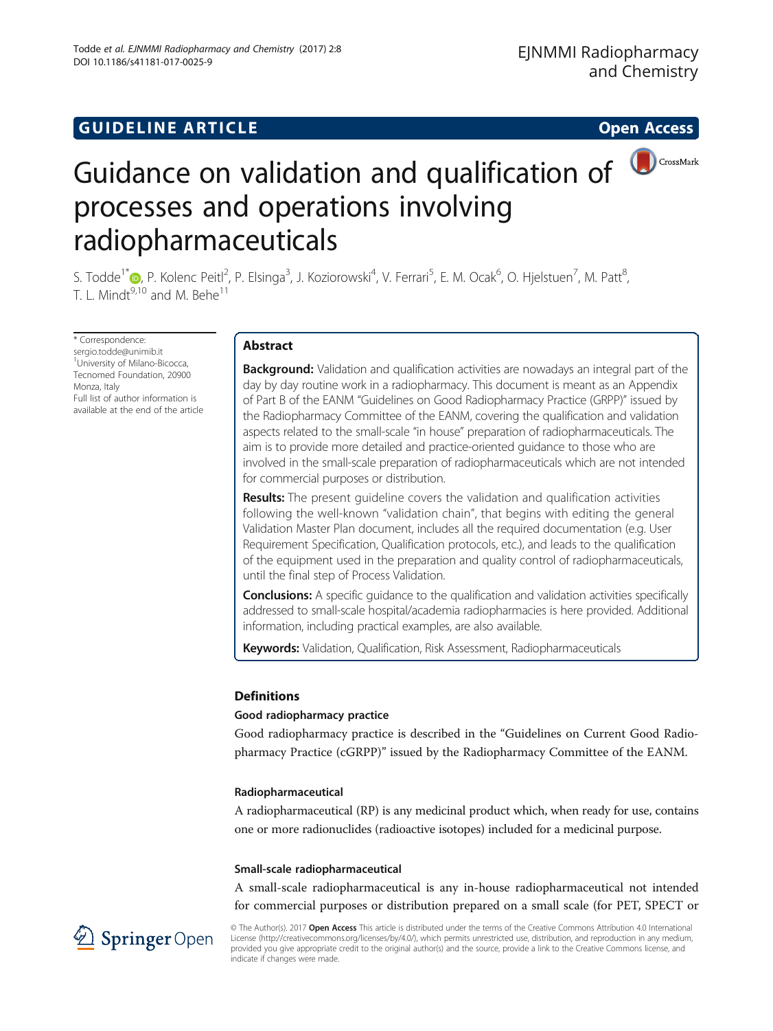GUIDELINE ARTICLE

Open Access

# Guidance on validation and qualification of processes and operations involving radiopharmaceuticals

S. Todde[1*], P. Kolenc Peitl[2], P. Elsinga[3], J. Koziorowski[4], V. Ferrari[5], E. M. Ocak[6], O. Hjelstuen[7], M. Patt[8], T. L. Mindt[9,10] and M. Behe[11]

\* Correspondence: sergio.todde@unimib.it
[1]University of Milano-Bicocca, Tecnomed Foundation, 20900 Monza, Italy
Full list of author information is available at the end of the article

## Abstract

**Background:** Validation and qualification activities are nowadays an integral part of the day by day routine work in a radiopharmacy. This document is meant as an Appendix of Part B of the EANM "Guidelines on Good Radiopharmacy Practice (GRPP)" issued by the Radiopharmacy Committee of the EANM, covering the qualification and validation aspects related to the small-scale "in house" preparation of radiopharmaceuticals. The aim is to provide more detailed and practice-oriented guidance to those who are involved in the small-scale preparation of radiopharmaceuticals which are not intended for commercial purposes or distribution.

**Results:** The present guideline covers the validation and qualification activities following the well-known "validation chain", that begins with editing the general Validation Master Plan document, includes all the required documentation (e.g. User Requirement Specification, Qualification protocols, etc.), and leads to the qualification of the equipment used in the preparation and quality control of radiopharmaceuticals, until the final step of Process Validation.

**Conclusions:** A specific guidance to the qualification and validation activities specifically addressed to small-scale hospital/academia radiopharmacies is here provided. Additional information, including practical examples, are also available.

**Keywords:** Validation, Qualification, Risk Assessment, Radiopharmaceuticals

## Definitions

### Good radiopharmacy practice

Good radiopharmacy practice is described in the "Guidelines on Current Good Radiopharmacy Practice (cGRPP)" issued by the Radiopharmacy Committee of the EANM.

### Radiopharmaceutical

A radiopharmaceutical (RP) is any medicinal product which, when ready for use, contains one or more radionuclides (radioactive isotopes) included for a medicinal purpose.

### Small-scale radiopharmaceutical

A small-scale radiopharmaceutical is any in-house radiopharmaceutical not intended for commercial purposes or distribution prepared on a small scale (for PET, SPECT or

© The Author(s). 2017 **Open Access** This article is distributed under the terms of the Creative Commons Attribution 4.0 International License (http://creativecommons.org/licenses/by/4.0/), which permits unrestricted use, distribution, and reproduction in any medium, provided you give appropriate credit to the original author(s) and the source, provide a link to the Creative Commons license, and indicate if changes were made.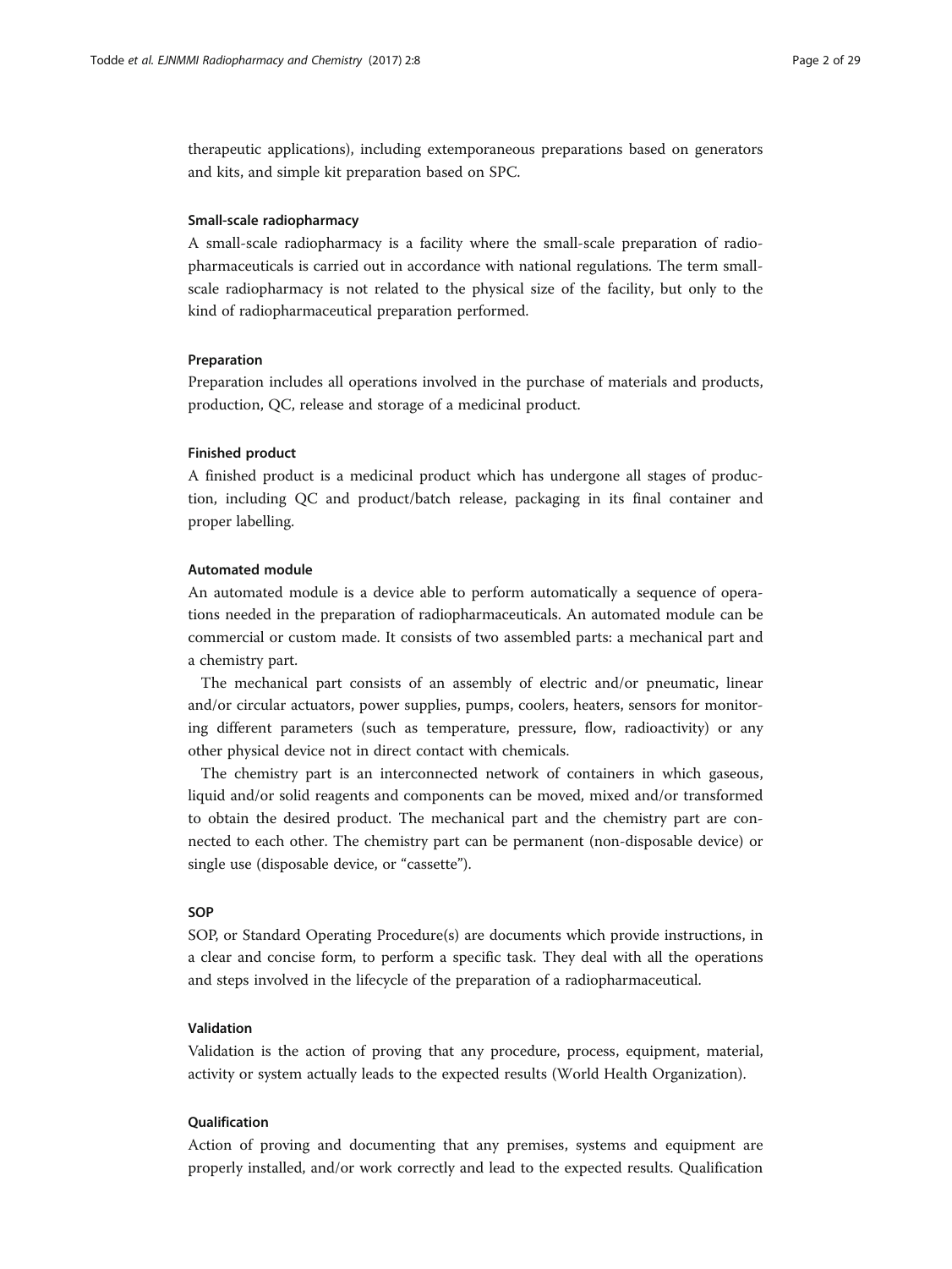therapeutic applications), including extemporaneous preparations based on generators and kits, and simple kit preparation based on SPC.

#### Small-scale radiopharmacy

A small-scale radiopharmacy is a facility where the small-scale preparation of radiopharmaceuticals is carried out in accordance with national regulations. The term small-scale radiopharmacy is not related to the physical size of the facility, but only to the kind of radiopharmaceutical preparation performed.

#### Preparation

Preparation includes all operations involved in the purchase of materials and products, production, QC, release and storage of a medicinal product.

#### Finished product

A finished product is a medicinal product which has undergone all stages of production, including QC and product/batch release, packaging in its final container and proper labelling.

#### Automated module

An automated module is a device able to perform automatically a sequence of operations needed in the preparation of radiopharmaceuticals. An automated module can be commercial or custom made. It consists of two assembled parts: a mechanical part and a chemistry part.

The mechanical part consists of an assembly of electric and/or pneumatic, linear and/or circular actuators, power supplies, pumps, coolers, heaters, sensors for monitoring different parameters (such as temperature, pressure, flow, radioactivity) or any other physical device not in direct contact with chemicals.

The chemistry part is an interconnected network of containers in which gaseous, liquid and/or solid reagents and components can be moved, mixed and/or transformed to obtain the desired product. The mechanical part and the chemistry part are connected to each other. The chemistry part can be permanent (non-disposable device) or single use (disposable device, or "cassette").

#### SOP

SOP, or Standard Operating Procedure(s) are documents which provide instructions, in a clear and concise form, to perform a specific task. They deal with all the operations and steps involved in the lifecycle of the preparation of a radiopharmaceutical.

#### Validation

Validation is the action of proving that any procedure, process, equipment, material, activity or system actually leads to the expected results (World Health Organization).

#### Qualification

Action of proving and documenting that any premises, systems and equipment are properly installed, and/or work correctly and lead to the expected results. Qualification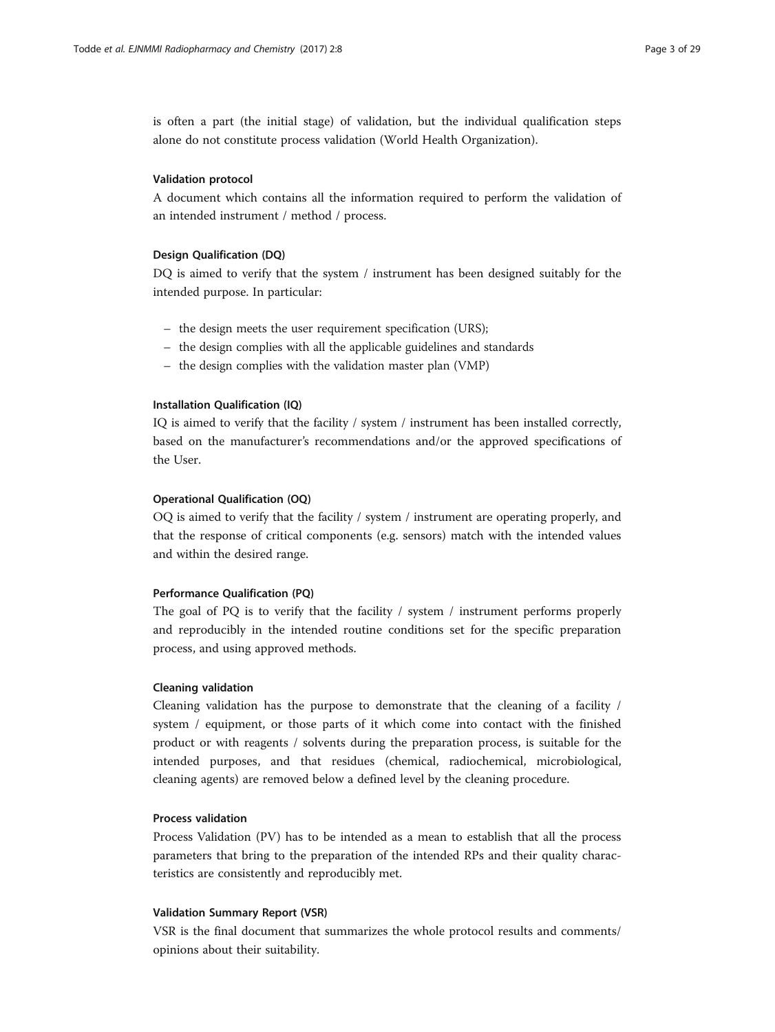is often a part (the initial stage) of validation, but the individual qualification steps alone do not constitute process validation (World Health Organization).

#### Validation protocol

A document which contains all the information required to perform the validation of an intended instrument / method / process.

#### Design Qualification (DQ)

DQ is aimed to verify that the system / instrument has been designed suitably for the intended purpose. In particular:

- the design meets the user requirement specification (URS);
- the design complies with all the applicable guidelines and standards
- the design complies with the validation master plan (VMP)

#### Installation Qualification (IQ)

IQ is aimed to verify that the facility / system / instrument has been installed correctly, based on the manufacturer's recommendations and/or the approved specifications of the User.

#### Operational Qualification (OQ)

OQ is aimed to verify that the facility / system / instrument are operating properly, and that the response of critical components (e.g. sensors) match with the intended values and within the desired range.

#### Performance Qualification (PQ)

The goal of PQ is to verify that the facility / system / instrument performs properly and reproducibly in the intended routine conditions set for the specific preparation process, and using approved methods.

#### Cleaning validation

Cleaning validation has the purpose to demonstrate that the cleaning of a facility / system / equipment, or those parts of it which come into contact with the finished product or with reagents / solvents during the preparation process, is suitable for the intended purposes, and that residues (chemical, radiochemical, microbiological, cleaning agents) are removed below a defined level by the cleaning procedure.

#### Process validation

Process Validation (PV) has to be intended as a mean to establish that all the process parameters that bring to the preparation of the intended RPs and their quality characteristics are consistently and reproducibly met.

#### Validation Summary Report (VSR)

VSR is the final document that summarizes the whole protocol results and comments/opinions about their suitability.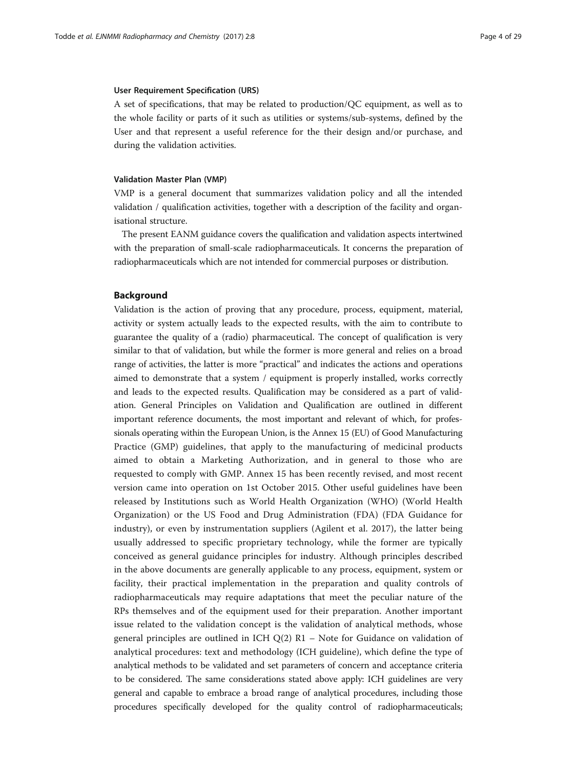#### User Requirement Specification (URS)

A set of specifications, that may be related to production/QC equipment, as well as to the whole facility or parts of it such as utilities or systems/sub-systems, defined by the User and that represent a useful reference for the their design and/or purchase, and during the validation activities.

#### Validation Master Plan (VMP)

VMP is a general document that summarizes validation policy and all the intended validation / qualification activities, together with a description of the facility and organisational structure.

The present EANM guidance covers the qualification and validation aspects intertwined with the preparation of small-scale radiopharmaceuticals. It concerns the preparation of radiopharmaceuticals which are not intended for commercial purposes or distribution.

## Background

Validation is the action of proving that any procedure, process, equipment, material, activity or system actually leads to the expected results, with the aim to contribute to guarantee the quality of a (radio) pharmaceutical. The concept of qualification is very similar to that of validation, but while the former is more general and relies on a broad range of activities, the latter is more "practical" and indicates the actions and operations aimed to demonstrate that a system / equipment is properly installed, works correctly and leads to the expected results. Qualification may be considered as a part of validation. General Principles on Validation and Qualification are outlined in different important reference documents, the most important and relevant of which, for professionals operating within the European Union, is the Annex 15 (EU) of Good Manufacturing Practice (GMP) guidelines, that apply to the manufacturing of medicinal products aimed to obtain a Marketing Authorization, and in general to those who are requested to comply with GMP. Annex 15 has been recently revised, and most recent version came into operation on 1st October 2015. Other useful guidelines have been released by Institutions such as World Health Organization (WHO) (World Health Organization) or the US Food and Drug Administration (FDA) (FDA Guidance for industry), or even by instrumentation suppliers (Agilent et al. 2017), the latter being usually addressed to specific proprietary technology, while the former are typically conceived as general guidance principles for industry. Although principles described in the above documents are generally applicable to any process, equipment, system or facility, their practical implementation in the preparation and quality controls of radiopharmaceuticals may require adaptations that meet the peculiar nature of the RPs themselves and of the equipment used for their preparation. Another important issue related to the validation concept is the validation of analytical methods, whose general principles are outlined in ICH Q(2) R1 – Note for Guidance on validation of analytical procedures: text and methodology (ICH guideline), which define the type of analytical methods to be validated and set parameters of concern and acceptance criteria to be considered. The same considerations stated above apply: ICH guidelines are very general and capable to embrace a broad range of analytical procedures, including those procedures specifically developed for the quality control of radiopharmaceuticals;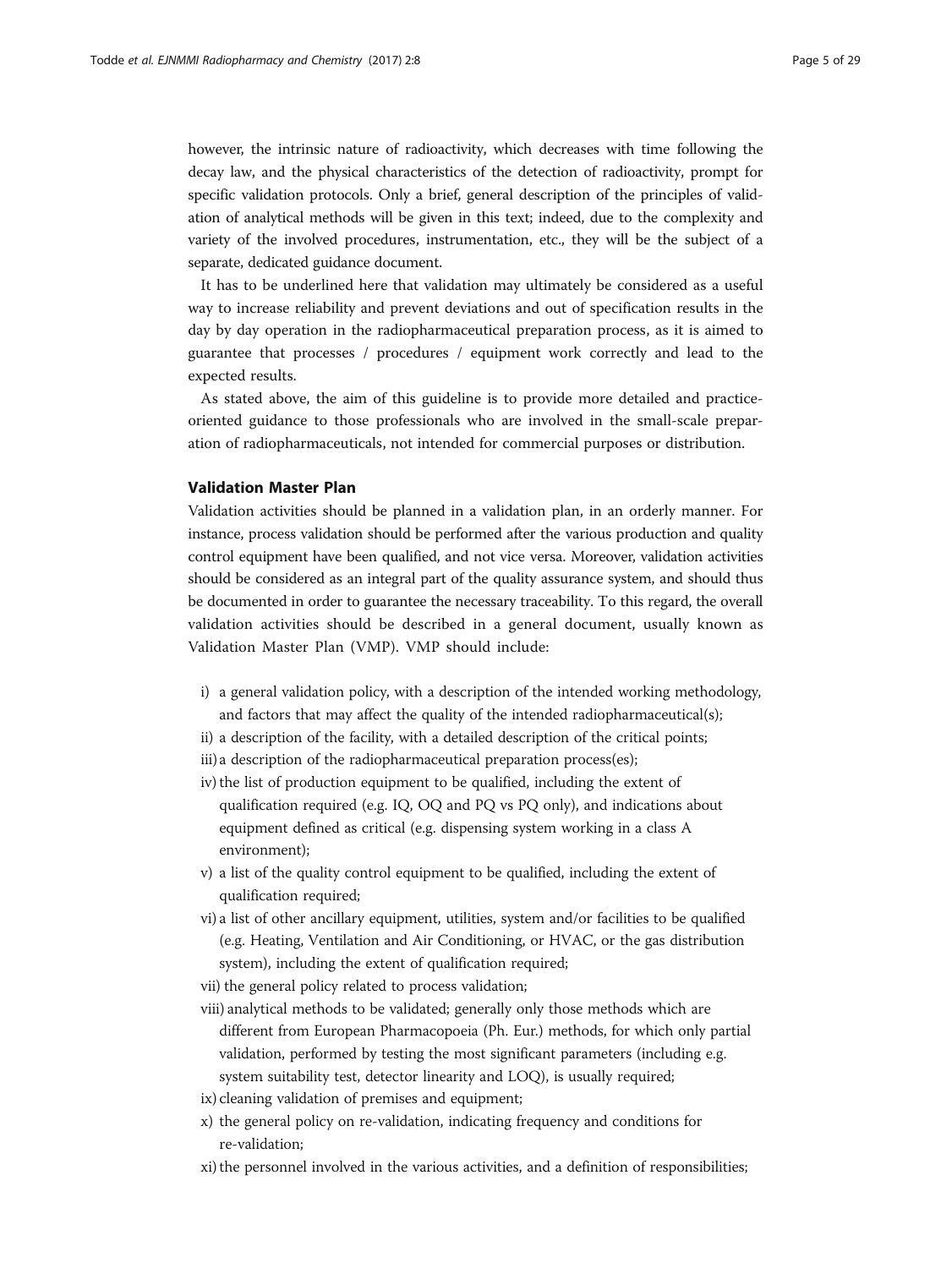however, the intrinsic nature of radioactivity, which decreases with time following the decay law, and the physical characteristics of the detection of radioactivity, prompt for specific validation protocols. Only a brief, general description of the principles of validation of analytical methods will be given in this text; indeed, due to the complexity and variety of the involved procedures, instrumentation, etc., they will be the subject of a separate, dedicated guidance document.

It has to be underlined here that validation may ultimately be considered as a useful way to increase reliability and prevent deviations and out of specification results in the day by day operation in the radiopharmaceutical preparation process, as it is aimed to guarantee that processes / procedures / equipment work correctly and lead to the expected results.

As stated above, the aim of this guideline is to provide more detailed and practice-oriented guidance to those professionals who are involved in the small-scale preparation of radiopharmaceuticals, not intended for commercial purposes or distribution.

## Validation Master Plan

Validation activities should be planned in a validation plan, in an orderly manner. For instance, process validation should be performed after the various production and quality control equipment have been qualified, and not vice versa. Moreover, validation activities should be considered as an integral part of the quality assurance system, and should thus be documented in order to guarantee the necessary traceability. To this regard, the overall validation activities should be described in a general document, usually known as Validation Master Plan (VMP). VMP should include:

i) a general validation policy, with a description of the intended working methodology, and factors that may affect the quality of the intended radiopharmaceutical(s);
ii) a description of the facility, with a detailed description of the critical points;
iii) a description of the radiopharmaceutical preparation process(es);
iv) the list of production equipment to be qualified, including the extent of qualification required (e.g. IQ, OQ and PQ vs PQ only), and indications about equipment defined as critical (e.g. dispensing system working in a class A environment);
v) a list of the quality control equipment to be qualified, including the extent of qualification required;
vi) a list of other ancillary equipment, utilities, system and/or facilities to be qualified (e.g. Heating, Ventilation and Air Conditioning, or HVAC, or the gas distribution system), including the extent of qualification required;
vii) the general policy related to process validation;
viii) analytical methods to be validated; generally only those methods which are different from European Pharmacopoeia (Ph. Eur.) methods, for which only partial validation, performed by testing the most significant parameters (including e.g. system suitability test, detector linearity and LOQ), is usually required;
ix) cleaning validation of premises and equipment;
x) the general policy on re-validation, indicating frequency and conditions for re-validation;
xi) the personnel involved in the various activities, and a definition of responsibilities;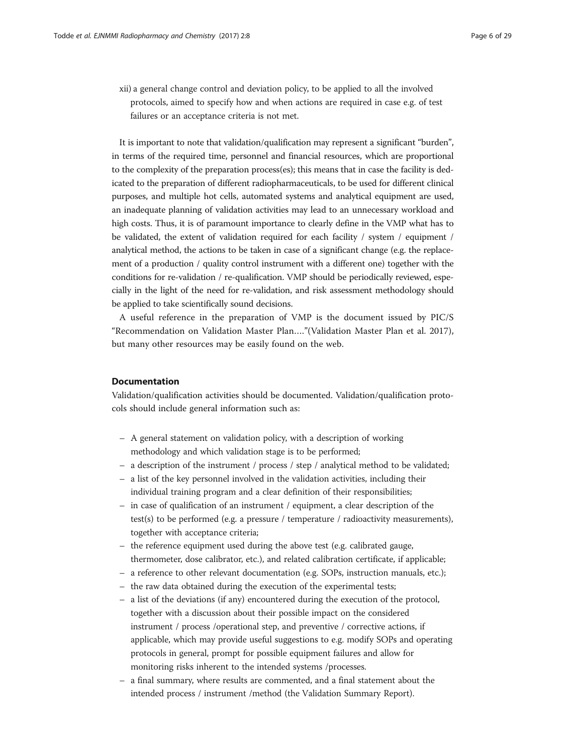xii) a general change control and deviation policy, to be applied to all the involved protocols, aimed to specify how and when actions are required in case e.g. of test failures or an acceptance criteria is not met.

It is important to note that validation/qualification may represent a significant "burden", in terms of the required time, personnel and financial resources, which are proportional to the complexity of the preparation process(es); this means that in case the facility is dedicated to the preparation of different radiopharmaceuticals, to be used for different clinical purposes, and multiple hot cells, automated systems and analytical equipment are used, an inadequate planning of validation activities may lead to an unnecessary workload and high costs. Thus, it is of paramount importance to clearly define in the VMP what has to be validated, the extent of validation required for each facility / system / equipment / analytical method, the actions to be taken in case of a significant change (e.g. the replacement of a production / quality control instrument with a different one) together with the conditions for re-validation / re-qualification. VMP should be periodically reviewed, especially in the light of the need for re-validation, and risk assessment methodology should be applied to take scientifically sound decisions.

A useful reference in the preparation of VMP is the document issued by PIC/S "Recommendation on Validation Master Plan…."(Validation Master Plan et al. 2017), but many other resources may be easily found on the web.

## Documentation

Validation/qualification activities should be documented. Validation/qualification protocols should include general information such as:

- A general statement on validation policy, with a description of working methodology and which validation stage is to be performed;
- a description of the instrument / process / step / analytical method to be validated;
- a list of the key personnel involved in the validation activities, including their individual training program and a clear definition of their responsibilities;
- in case of qualification of an instrument / equipment, a clear description of the test(s) to be performed (e.g. a pressure / temperature / radioactivity measurements), together with acceptance criteria;
- the reference equipment used during the above test (e.g. calibrated gauge, thermometer, dose calibrator, etc.), and related calibration certificate, if applicable;
- a reference to other relevant documentation (e.g. SOPs, instruction manuals, etc.);
- the raw data obtained during the execution of the experimental tests;
- a list of the deviations (if any) encountered during the execution of the protocol, together with a discussion about their possible impact on the considered instrument / process /operational step, and preventive / corrective actions, if applicable, which may provide useful suggestions to e.g. modify SOPs and operating protocols in general, prompt for possible equipment failures and allow for monitoring risks inherent to the intended systems /processes.
- a final summary, where results are commented, and a final statement about the intended process / instrument /method (the Validation Summary Report).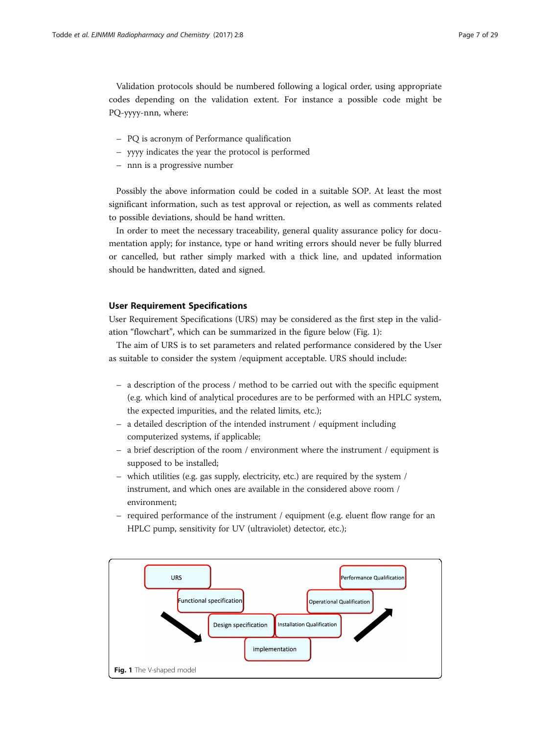Validation protocols should be numbered following a logical order, using appropriate codes depending on the validation extent. For instance a possible code might be PQ-yyyy-nnn, where:

- PQ is acronym of Performance qualification
- yyyy indicates the year the protocol is performed
- nnn is a progressive number

Possibly the above information could be coded in a suitable SOP. At least the most significant information, such as test approval or rejection, as well as comments related to possible deviations, should be hand written.

In order to meet the necessary traceability, general quality assurance policy for documentation apply; for instance, type or hand writing errors should never be fully blurred or cancelled, but rather simply marked with a thick line, and updated information should be handwritten, dated and signed.

## User Requirement Specifications

User Requirement Specifications (URS) may be considered as the first step in the validation "flowchart", which can be summarized in the figure below (Fig. 1):

The aim of URS is to set parameters and related performance considered by the User as suitable to consider the system /equipment acceptable. URS should include:

- a description of the process / method to be carried out with the specific equipment (e.g. which kind of analytical procedures are to be performed with an HPLC system, the expected impurities, and the related limits, etc.);
- a detailed description of the intended instrument / equipment including computerized systems, if applicable;
- a brief description of the room / environment where the instrument / equipment is supposed to be installed;
- which utilities (e.g. gas supply, electricity, etc.) are required by the system / instrument, and which ones are available in the considered above room / environment;
- required performance of the instrument / equipment (e.g. eluent flow range for an HPLC pump, sensitivity for UV (ultraviolet) detector, etc.);

URS → Functional specification → Design specification → implementation → Installation Qualification → Operational Qualification → Performance Qualification

**Fig. 1** The V-shaped model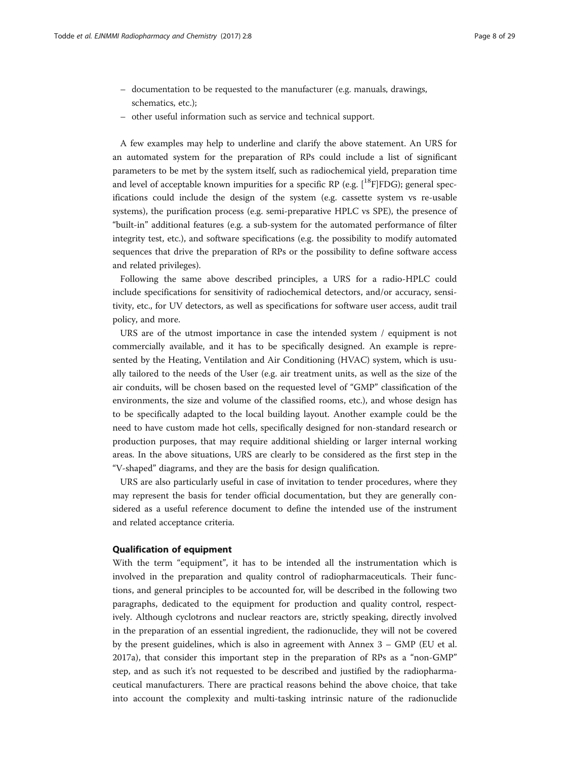– documentation to be requested to the manufacturer (e.g. manuals, drawings, schematics, etc.);
– other useful information such as service and technical support.

A few examples may help to underline and clarify the above statement. An URS for an automated system for the preparation of RPs could include a list of significant parameters to be met by the system itself, such as radiochemical yield, preparation time and level of acceptable known impurities for a specific RP (e.g. [$^{18}$F]FDG); general specifications could include the design of the system (e.g. cassette system vs re-usable systems), the purification process (e.g. semi-preparative HPLC vs SPE), the presence of "built-in" additional features (e.g. a sub-system for the automated performance of filter integrity test, etc.), and software specifications (e.g. the possibility to modify automated sequences that drive the preparation of RPs or the possibility to define software access and related privileges).

Following the same above described principles, a URS for a radio-HPLC could include specifications for sensitivity of radiochemical detectors, and/or accuracy, sensitivity, etc., for UV detectors, as well as specifications for software user access, audit trail policy, and more.

URS are of the utmost importance in case the intended system / equipment is not commercially available, and it has to be specifically designed. An example is represented by the Heating, Ventilation and Air Conditioning (HVAC) system, which is usually tailored to the needs of the User (e.g. air treatment units, as well as the size of the air conduits, will be chosen based on the requested level of "GMP" classification of the environments, the size and volume of the classified rooms, etc.), and whose design has to be specifically adapted to the local building layout. Another example could be the need to have custom made hot cells, specifically designed for non-standard research or production purposes, that may require additional shielding or larger internal working areas. In the above situations, URS are clearly to be considered as the first step in the "V-shaped" diagrams, and they are the basis for design qualification.

URS are also particularly useful in case of invitation to tender procedures, where they may represent the basis for tender official documentation, but they are generally considered as a useful reference document to define the intended use of the instrument and related acceptance criteria.

## Qualification of equipment

With the term "equipment", it has to be intended all the instrumentation which is involved in the preparation and quality control of radiopharmaceuticals. Their functions, and general principles to be accounted for, will be described in the following two paragraphs, dedicated to the equipment for production and quality control, respectively. Although cyclotrons and nuclear reactors are, strictly speaking, directly involved in the preparation of an essential ingredient, the radionuclide, they will not be covered by the present guidelines, which is also in agreement with Annex 3 – GMP (EU et al. 2017a), that consider this important step in the preparation of RPs as a "non-GMP" step, and as such it's not requested to be described and justified by the radiopharmaceutical manufacturers. There are practical reasons behind the above choice, that take into account the complexity and multi-tasking intrinsic nature of the radionuclide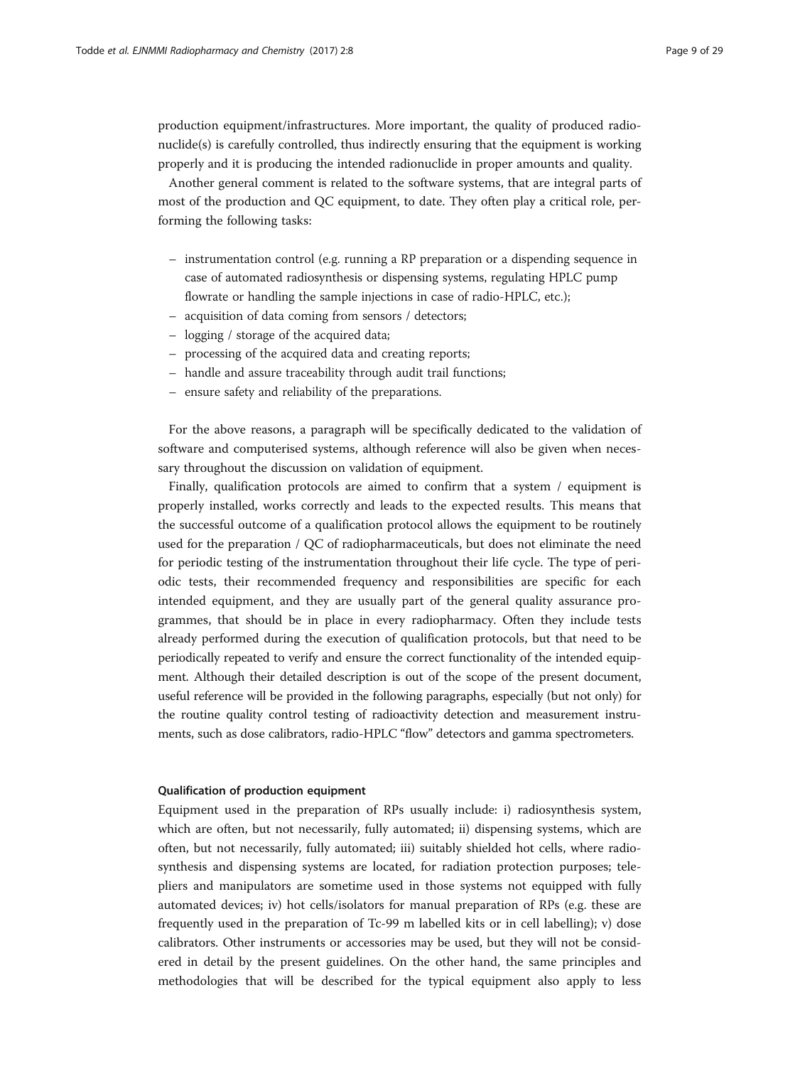production equipment/infrastructures. More important, the quality of produced radionuclide(s) is carefully controlled, thus indirectly ensuring that the equipment is working properly and it is producing the intended radionuclide in proper amounts and quality.

Another general comment is related to the software systems, that are integral parts of most of the production and QC equipment, to date. They often play a critical role, performing the following tasks:

- instrumentation control (e.g. running a RP preparation or a dispending sequence in case of automated radiosynthesis or dispensing systems, regulating HPLC pump flowrate or handling the sample injections in case of radio-HPLC, etc.);
- acquisition of data coming from sensors / detectors;
- logging / storage of the acquired data;
- processing of the acquired data and creating reports;
- handle and assure traceability through audit trail functions;
- ensure safety and reliability of the preparations.

For the above reasons, a paragraph will be specifically dedicated to the validation of software and computerised systems, although reference will also be given when necessary throughout the discussion on validation of equipment.

Finally, qualification protocols are aimed to confirm that a system / equipment is properly installed, works correctly and leads to the expected results. This means that the successful outcome of a qualification protocol allows the equipment to be routinely used for the preparation / QC of radiopharmaceuticals, but does not eliminate the need for periodic testing of the instrumentation throughout their life cycle. The type of periodic tests, their recommended frequency and responsibilities are specific for each intended equipment, and they are usually part of the general quality assurance programmes, that should be in place in every radiopharmacy. Often they include tests already performed during the execution of qualification protocols, but that need to be periodically repeated to verify and ensure the correct functionality of the intended equipment. Although their detailed description is out of the scope of the present document, useful reference will be provided in the following paragraphs, especially (but not only) for the routine quality control testing of radioactivity detection and measurement instruments, such as dose calibrators, radio-HPLC "flow" detectors and gamma spectrometers.

#### Qualification of production equipment

Equipment used in the preparation of RPs usually include: i) radiosynthesis system, which are often, but not necessarily, fully automated; ii) dispensing systems, which are often, but not necessarily, fully automated; iii) suitably shielded hot cells, where radiosynthesis and dispensing systems are located, for radiation protection purposes; telepliers and manipulators are sometime used in those systems not equipped with fully automated devices; iv) hot cells/isolators for manual preparation of RPs (e.g. these are frequently used in the preparation of Tc-99 m labelled kits or in cell labelling); v) dose calibrators. Other instruments or accessories may be used, but they will not be considered in detail by the present guidelines. On the other hand, the same principles and methodologies that will be described for the typical equipment also apply to less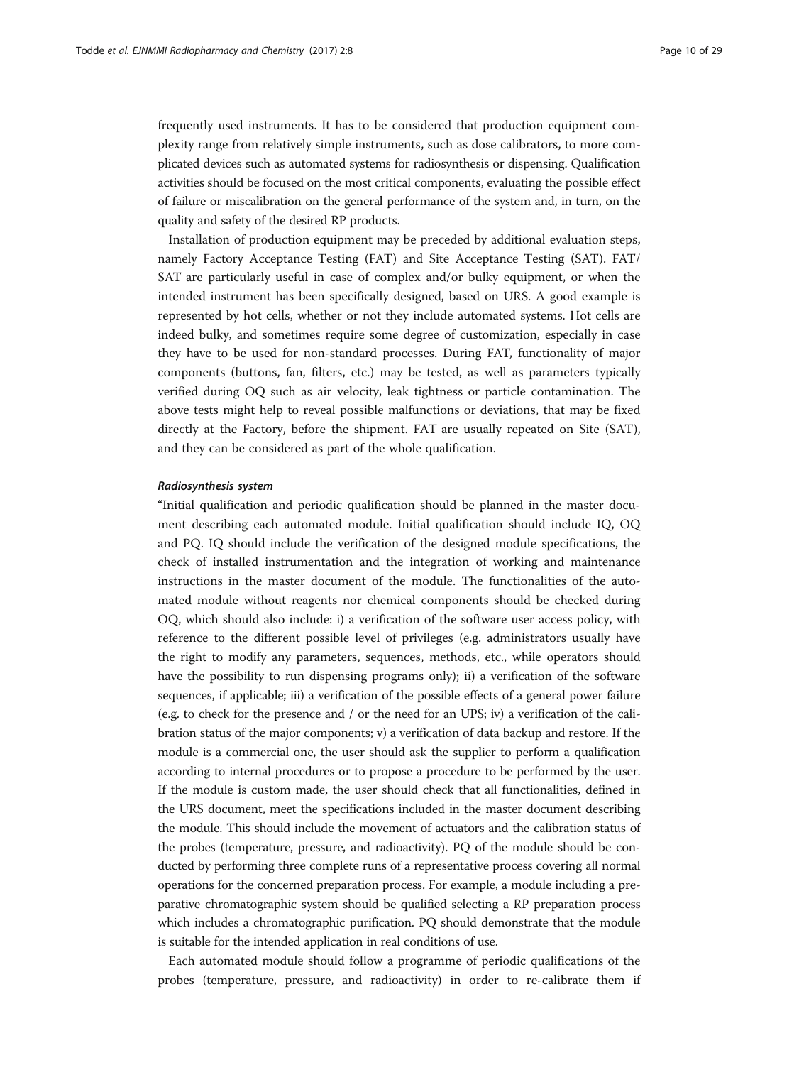frequently used instruments. It has to be considered that production equipment complexity range from relatively simple instruments, such as dose calibrators, to more complicated devices such as automated systems for radiosynthesis or dispensing. Qualification activities should be focused on the most critical components, evaluating the possible effect of failure or miscalibration on the general performance of the system and, in turn, on the quality and safety of the desired RP products.

Installation of production equipment may be preceded by additional evaluation steps, namely Factory Acceptance Testing (FAT) and Site Acceptance Testing (SAT). FAT/SAT are particularly useful in case of complex and/or bulky equipment, or when the intended instrument has been specifically designed, based on URS. A good example is represented by hot cells, whether or not they include automated systems. Hot cells are indeed bulky, and sometimes require some degree of customization, especially in case they have to be used for non-standard processes. During FAT, functionality of major components (buttons, fan, filters, etc.) may be tested, as well as parameters typically verified during OQ such as air velocity, leak tightness or particle contamination. The above tests might help to reveal possible malfunctions or deviations, that may be fixed directly at the Factory, before the shipment. FAT are usually repeated on Site (SAT), and they can be considered as part of the whole qualification.

#### *Radiosynthesis system*

"Initial qualification and periodic qualification should be planned in the master document describing each automated module. Initial qualification should include IQ, OQ and PQ. IQ should include the verification of the designed module specifications, the check of installed instrumentation and the integration of working and maintenance instructions in the master document of the module. The functionalities of the automated module without reagents nor chemical components should be checked during OQ, which should also include: i) a verification of the software user access policy, with reference to the different possible level of privileges (e.g. administrators usually have the right to modify any parameters, sequences, methods, etc., while operators should have the possibility to run dispensing programs only); ii) a verification of the software sequences, if applicable; iii) a verification of the possible effects of a general power failure (e.g. to check for the presence and / or the need for an UPS; iv) a verification of the calibration status of the major components; v) a verification of data backup and restore. If the module is a commercial one, the user should ask the supplier to perform a qualification according to internal procedures or to propose a procedure to be performed by the user. If the module is custom made, the user should check that all functionalities, defined in the URS document, meet the specifications included in the master document describing the module. This should include the movement of actuators and the calibration status of the probes (temperature, pressure, and radioactivity). PQ of the module should be conducted by performing three complete runs of a representative process covering all normal operations for the concerned preparation process. For example, a module including a preparative chromatographic system should be qualified selecting a RP preparation process which includes a chromatographic purification. PQ should demonstrate that the module is suitable for the intended application in real conditions of use.

Each automated module should follow a programme of periodic qualifications of the probes (temperature, pressure, and radioactivity) in order to re-calibrate them if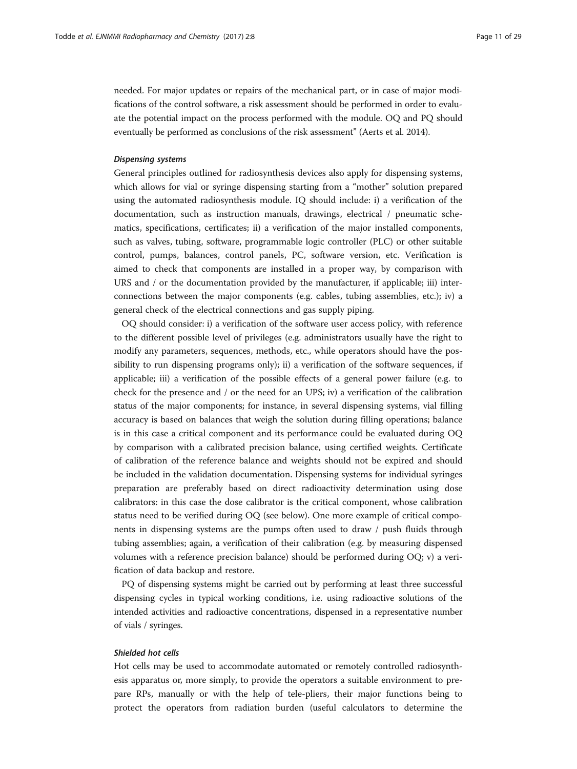needed. For major updates or repairs of the mechanical part, or in case of major modifications of the control software, a risk assessment should be performed in order to evaluate the potential impact on the process performed with the module. OQ and PQ should eventually be performed as conclusions of the risk assessment" (Aerts et al. 2014).

#### *Dispensing systems*

General principles outlined for radiosynthesis devices also apply for dispensing systems, which allows for vial or syringe dispensing starting from a "mother" solution prepared using the automated radiosynthesis module. IQ should include: i) a verification of the documentation, such as instruction manuals, drawings, electrical / pneumatic schematics, specifications, certificates; ii) a verification of the major installed components, such as valves, tubing, software, programmable logic controller (PLC) or other suitable control, pumps, balances, control panels, PC, software version, etc. Verification is aimed to check that components are installed in a proper way, by comparison with URS and / or the documentation provided by the manufacturer, if applicable; iii) interconnections between the major components (e.g. cables, tubing assemblies, etc.); iv) a general check of the electrical connections and gas supply piping.

OQ should consider: i) a verification of the software user access policy, with reference to the different possible level of privileges (e.g. administrators usually have the right to modify any parameters, sequences, methods, etc., while operators should have the possibility to run dispensing programs only); ii) a verification of the software sequences, if applicable; iii) a verification of the possible effects of a general power failure (e.g. to check for the presence and / or the need for an UPS; iv) a verification of the calibration status of the major components; for instance, in several dispensing systems, vial filling accuracy is based on balances that weigh the solution during filling operations; balance is in this case a critical component and its performance could be evaluated during OQ by comparison with a calibrated precision balance, using certified weights. Certificate of calibration of the reference balance and weights should not be expired and should be included in the validation documentation. Dispensing systems for individual syringes preparation are preferably based on direct radioactivity determination using dose calibrators: in this case the dose calibrator is the critical component, whose calibration status need to be verified during OQ (see below). One more example of critical components in dispensing systems are the pumps often used to draw / push fluids through tubing assemblies; again, a verification of their calibration (e.g. by measuring dispensed volumes with a reference precision balance) should be performed during OQ; v) a verification of data backup and restore.

PQ of dispensing systems might be carried out by performing at least three successful dispensing cycles in typical working conditions, i.e. using radioactive solutions of the intended activities and radioactive concentrations, dispensed in a representative number of vials / syringes.

#### *Shielded hot cells*

Hot cells may be used to accommodate automated or remotely controlled radiosynthesis apparatus or, more simply, to provide the operators a suitable environment to prepare RPs, manually or with the help of tele-pliers, their major functions being to protect the operators from radiation burden (useful calculators to determine the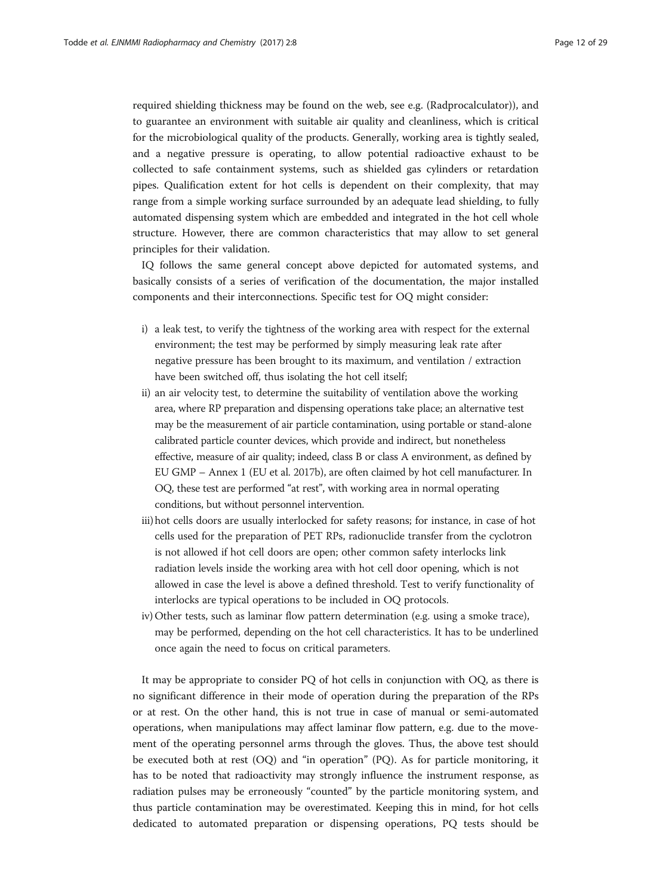required shielding thickness may be found on the web, see e.g. (Radprocalculator)), and to guarantee an environment with suitable air quality and cleanliness, which is critical for the microbiological quality of the products. Generally, working area is tightly sealed, and a negative pressure is operating, to allow potential radioactive exhaust to be collected to safe containment systems, such as shielded gas cylinders or retardation pipes. Qualification extent for hot cells is dependent on their complexity, that may range from a simple working surface surrounded by an adequate lead shielding, to fully automated dispensing system which are embedded and integrated in the hot cell whole structure. However, there are common characteristics that may allow to set general principles for their validation.

IQ follows the same general concept above depicted for automated systems, and basically consists of a series of verification of the documentation, the major installed components and their interconnections. Specific test for OQ might consider:

i) a leak test, to verify the tightness of the working area with respect for the external environment; the test may be performed by simply measuring leak rate after negative pressure has been brought to its maximum, and ventilation / extraction have been switched off, thus isolating the hot cell itself;
ii) an air velocity test, to determine the suitability of ventilation above the working area, where RP preparation and dispensing operations take place; an alternative test may be the measurement of air particle contamination, using portable or stand-alone calibrated particle counter devices, which provide and indirect, but nonetheless effective, measure of air quality; indeed, class B or class A environment, as defined by EU GMP – Annex 1 (EU et al. 2017b), are often claimed by hot cell manufacturer. In OQ, these test are performed "at rest", with working area in normal operating conditions, but without personnel intervention.
iii) hot cells doors are usually interlocked for safety reasons; for instance, in case of hot cells used for the preparation of PET RPs, radionuclide transfer from the cyclotron is not allowed if hot cell doors are open; other common safety interlocks link radiation levels inside the working area with hot cell door opening, which is not allowed in case the level is above a defined threshold. Test to verify functionality of interlocks are typical operations to be included in OQ protocols.
iv) Other tests, such as laminar flow pattern determination (e.g. using a smoke trace), may be performed, depending on the hot cell characteristics. It has to be underlined once again the need to focus on critical parameters.

It may be appropriate to consider PQ of hot cells in conjunction with OQ, as there is no significant difference in their mode of operation during the preparation of the RPs or at rest. On the other hand, this is not true in case of manual or semi-automated operations, when manipulations may affect laminar flow pattern, e.g. due to the movement of the operating personnel arms through the gloves. Thus, the above test should be executed both at rest (OQ) and "in operation" (PQ). As for particle monitoring, it has to be noted that radioactivity may strongly influence the instrument response, as radiation pulses may be erroneously "counted" by the particle monitoring system, and thus particle contamination may be overestimated. Keeping this in mind, for hot cells dedicated to automated preparation or dispensing operations, PQ tests should be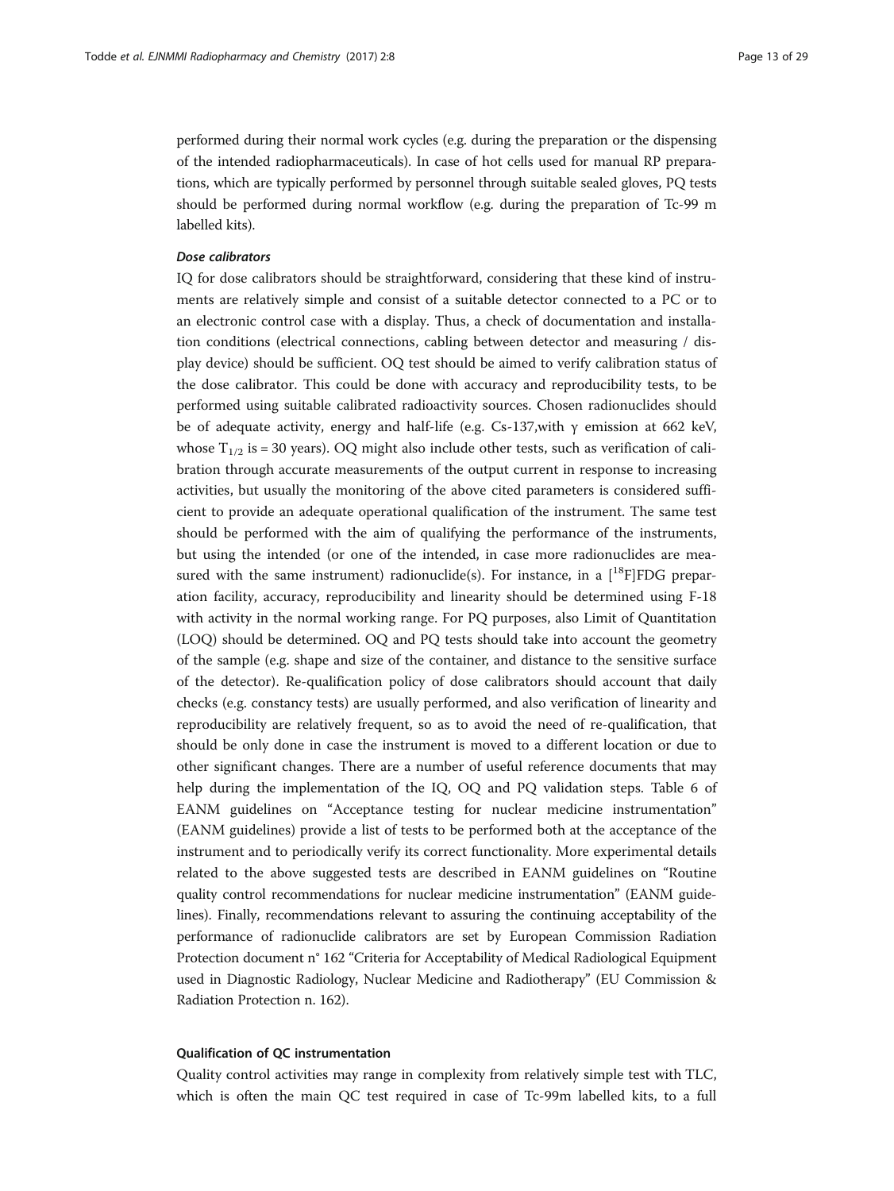performed during their normal work cycles (e.g. during the preparation or the dispensing of the intended radiopharmaceuticals). In case of hot cells used for manual RP preparations, which are typically performed by personnel through suitable sealed gloves, PQ tests should be performed during normal workflow (e.g. during the preparation of Tc-99 m labelled kits).

#### *Dose calibrators*

IQ for dose calibrators should be straightforward, considering that these kind of instruments are relatively simple and consist of a suitable detector connected to a PC or to an electronic control case with a display. Thus, a check of documentation and installation conditions (electrical connections, cabling between detector and measuring / display device) should be sufficient. OQ test should be aimed to verify calibration status of the dose calibrator. This could be done with accuracy and reproducibility tests, to be performed using suitable calibrated radioactivity sources. Chosen radionuclides should be of adequate activity, energy and half-life (e.g. Cs-137,with γ emission at 662 keV, whose $T_{1/2}$ is = 30 years). OQ might also include other tests, such as verification of calibration through accurate measurements of the output current in response to increasing activities, but usually the monitoring of the above cited parameters is considered sufficient to provide an adequate operational qualification of the instrument. The same test should be performed with the aim of qualifying the performance of the instruments, but using the intended (or one of the intended, in case more radionuclides are measured with the same instrument) radionuclide(s). For instance, in a [$^{18}$F]FDG preparation facility, accuracy, reproducibility and linearity should be determined using F-18 with activity in the normal working range. For PQ purposes, also Limit of Quantitation (LOQ) should be determined. OQ and PQ tests should take into account the geometry of the sample (e.g. shape and size of the container, and distance to the sensitive surface of the detector). Re-qualification policy of dose calibrators should account that daily checks (e.g. constancy tests) are usually performed, and also verification of linearity and reproducibility are relatively frequent, so as to avoid the need of re-qualification, that should be only done in case the instrument is moved to a different location or due to other significant changes. There are a number of useful reference documents that may help during the implementation of the IQ, OQ and PQ validation steps. Table 6 of EANM guidelines on "Acceptance testing for nuclear medicine instrumentation" (EANM guidelines) provide a list of tests to be performed both at the acceptance of the instrument and to periodically verify its correct functionality. More experimental details related to the above suggested tests are described in EANM guidelines on "Routine quality control recommendations for nuclear medicine instrumentation" (EANM guidelines). Finally, recommendations relevant to assuring the continuing acceptability of the performance of radionuclide calibrators are set by European Commission Radiation Protection document n° 162 "Criteria for Acceptability of Medical Radiological Equipment used in Diagnostic Radiology, Nuclear Medicine and Radiotherapy" (EU Commission & Radiation Protection n. 162).

### Qualification of QC instrumentation

Quality control activities may range in complexity from relatively simple test with TLC, which is often the main QC test required in case of Tc-99m labelled kits, to a full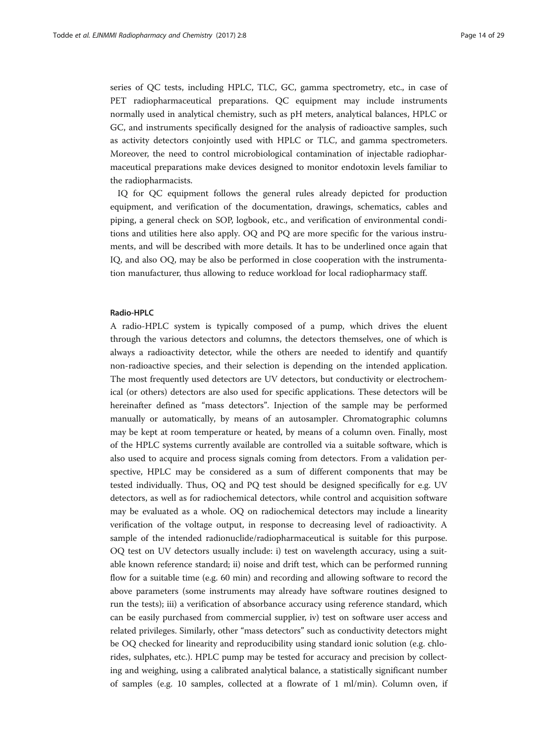series of QC tests, including HPLC, TLC, GC, gamma spectrometry, etc., in case of PET radiopharmaceutical preparations. QC equipment may include instruments normally used in analytical chemistry, such as pH meters, analytical balances, HPLC or GC, and instruments specifically designed for the analysis of radioactive samples, such as activity detectors conjointly used with HPLC or TLC, and gamma spectrometers. Moreover, the need to control microbiological contamination of injectable radiopharmaceutical preparations make devices designed to monitor endotoxin levels familiar to the radiopharmacists.

IQ for QC equipment follows the general rules already depicted for production equipment, and verification of the documentation, drawings, schematics, cables and piping, a general check on SOP, logbook, etc., and verification of environmental conditions and utilities here also apply. OQ and PQ are more specific for the various instruments, and will be described with more details. It has to be underlined once again that IQ, and also OQ, may be also be performed in close cooperation with the instrumentation manufacturer, thus allowing to reduce workload for local radiopharmacy staff.

#### Radio-HPLC

A radio-HPLC system is typically composed of a pump, which drives the eluent through the various detectors and columns, the detectors themselves, one of which is always a radioactivity detector, while the others are needed to identify and quantify non-radioactive species, and their selection is depending on the intended application. The most frequently used detectors are UV detectors, but conductivity or electrochemical (or others) detectors are also used for specific applications. These detectors will be hereinafter defined as "mass detectors". Injection of the sample may be performed manually or automatically, by means of an autosampler. Chromatographic columns may be kept at room temperature or heated, by means of a column oven. Finally, most of the HPLC systems currently available are controlled via a suitable software, which is also used to acquire and process signals coming from detectors. From a validation perspective, HPLC may be considered as a sum of different components that may be tested individually. Thus, OQ and PQ test should be designed specifically for e.g. UV detectors, as well as for radiochemical detectors, while control and acquisition software may be evaluated as a whole. OQ on radiochemical detectors may include a linearity verification of the voltage output, in response to decreasing level of radioactivity. A sample of the intended radionuclide/radiopharmaceutical is suitable for this purpose. OQ test on UV detectors usually include: i) test on wavelength accuracy, using a suitable known reference standard; ii) noise and drift test, which can be performed running flow for a suitable time (e.g. 60 min) and recording and allowing software to record the above parameters (some instruments may already have software routines designed to run the tests); iii) a verification of absorbance accuracy using reference standard, which can be easily purchased from commercial supplier, iv) test on software user access and related privileges. Similarly, other "mass detectors" such as conductivity detectors might be OQ checked for linearity and reproducibility using standard ionic solution (e.g. chlorides, sulphates, etc.). HPLC pump may be tested for accuracy and precision by collecting and weighing, using a calibrated analytical balance, a statistically significant number of samples (e.g. 10 samples, collected at a flowrate of 1 ml/min). Column oven, if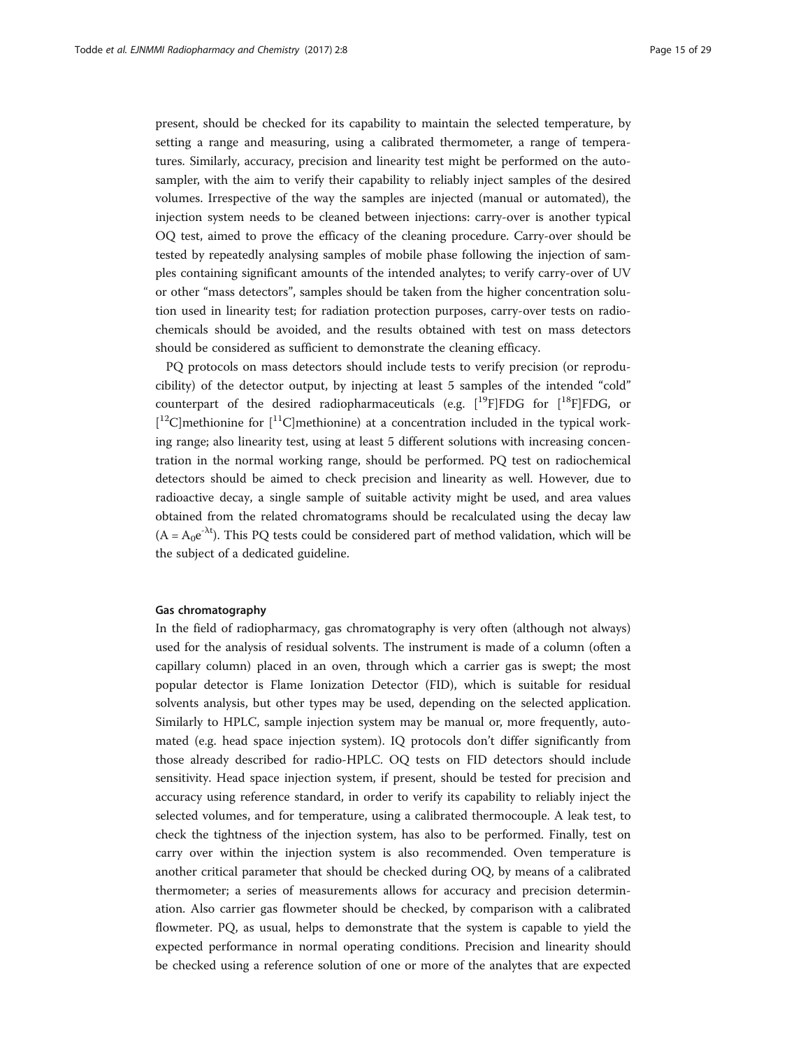present, should be checked for its capability to maintain the selected temperature, by setting a range and measuring, using a calibrated thermometer, a range of temperatures. Similarly, accuracy, precision and linearity test might be performed on the autosampler, with the aim to verify their capability to reliably inject samples of the desired volumes. Irrespective of the way the samples are injected (manual or automated), the injection system needs to be cleaned between injections: carry-over is another typical OQ test, aimed to prove the efficacy of the cleaning procedure. Carry-over should be tested by repeatedly analysing samples of mobile phase following the injection of samples containing significant amounts of the intended analytes; to verify carry-over of UV or other "mass detectors", samples should be taken from the higher concentration solution used in linearity test; for radiation protection purposes, carry-over tests on radiochemicals should be avoided, and the results obtained with test on mass detectors should be considered as sufficient to demonstrate the cleaning efficacy.

PQ protocols on mass detectors should include tests to verify precision (or reproducibility) of the detector output, by injecting at least 5 samples of the intended "cold" counterpart of the desired radiopharmaceuticals (e.g. [$^{19}$F]FDG for [$^{18}$F]FDG, or [$^{12}$C]methionine for [$^{11}$C]methionine) at a concentration included in the typical working range; also linearity test, using at least 5 different solutions with increasing concentration in the normal working range, should be performed. PQ test on radiochemical detectors should be aimed to check precision and linearity as well. However, due to radioactive decay, a single sample of suitable activity might be used, and area values obtained from the related chromatograms should be recalculated using the decay law ($A = A_0e^{-\lambda t}$). This PQ tests could be considered part of method validation, which will be the subject of a dedicated guideline.

#### Gas chromatography

In the field of radiopharmacy, gas chromatography is very often (although not always) used for the analysis of residual solvents. The instrument is made of a column (often a capillary column) placed in an oven, through which a carrier gas is swept; the most popular detector is Flame Ionization Detector (FID), which is suitable for residual solvents analysis, but other types may be used, depending on the selected application. Similarly to HPLC, sample injection system may be manual or, more frequently, automated (e.g. head space injection system). IQ protocols don't differ significantly from those already described for radio-HPLC. OQ tests on FID detectors should include sensitivity. Head space injection system, if present, should be tested for precision and accuracy using reference standard, in order to verify its capability to reliably inject the selected volumes, and for temperature, using a calibrated thermocouple. A leak test, to check the tightness of the injection system, has also to be performed. Finally, test on carry over within the injection system is also recommended. Oven temperature is another critical parameter that should be checked during OQ, by means of a calibrated thermometer; a series of measurements allows for accuracy and precision determination. Also carrier gas flowmeter should be checked, by comparison with a calibrated flowmeter. PQ, as usual, helps to demonstrate that the system is capable to yield the expected performance in normal operating conditions. Precision and linearity should be checked using a reference solution of one or more of the analytes that are expected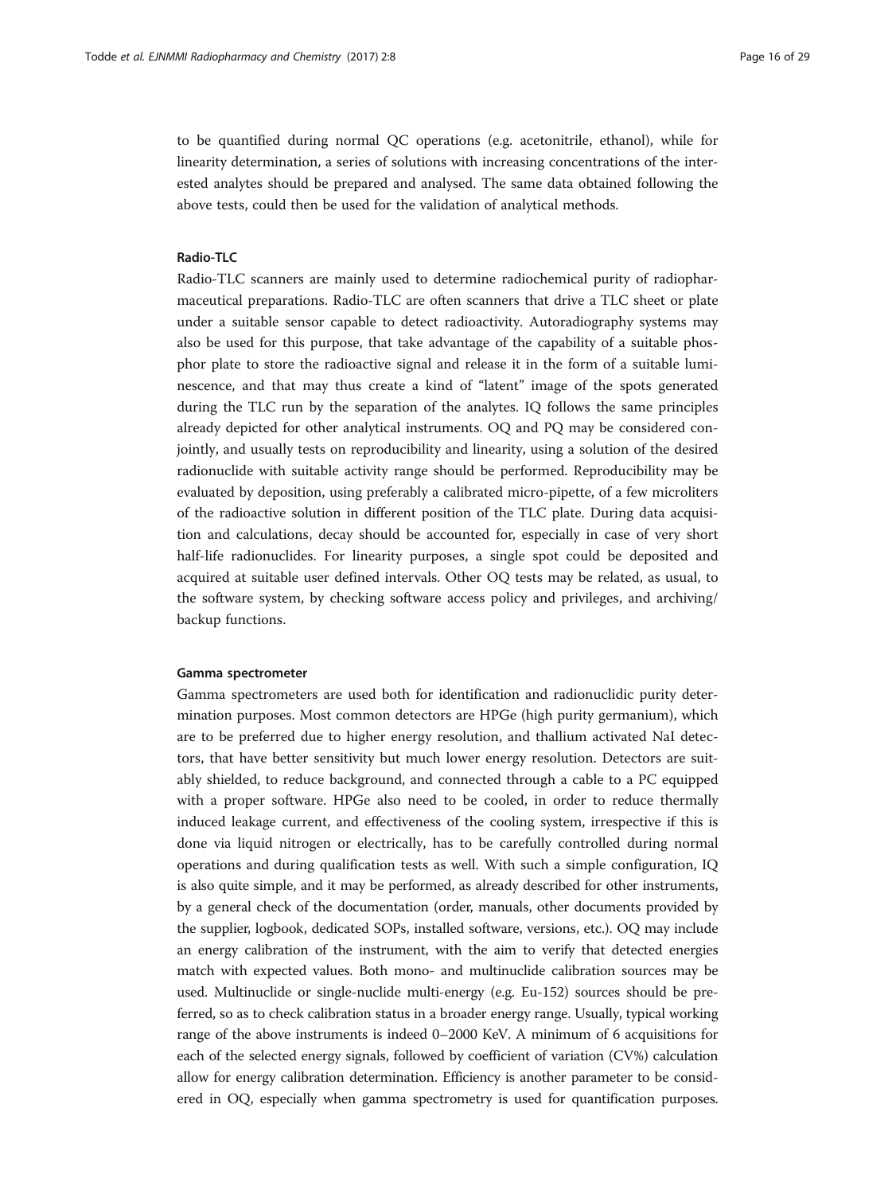to be quantified during normal QC operations (e.g. acetonitrile, ethanol), while for linearity determination, a series of solutions with increasing concentrations of the interested analytes should be prepared and analysed. The same data obtained following the above tests, could then be used for the validation of analytical methods.

#### Radio-TLC

Radio-TLC scanners are mainly used to determine radiochemical purity of radiopharmaceutical preparations. Radio-TLC are often scanners that drive a TLC sheet or plate under a suitable sensor capable to detect radioactivity. Autoradiography systems may also be used for this purpose, that take advantage of the capability of a suitable phosphor plate to store the radioactive signal and release it in the form of a suitable luminescence, and that may thus create a kind of "latent" image of the spots generated during the TLC run by the separation of the analytes. IQ follows the same principles already depicted for other analytical instruments. OQ and PQ may be considered conjointly, and usually tests on reproducibility and linearity, using a solution of the desired radionuclide with suitable activity range should be performed. Reproducibility may be evaluated by deposition, using preferably a calibrated micro-pipette, of a few microliters of the radioactive solution in different position of the TLC plate. During data acquisition and calculations, decay should be accounted for, especially in case of very short half-life radionuclides. For linearity purposes, a single spot could be deposited and acquired at suitable user defined intervals. Other OQ tests may be related, as usual, to the software system, by checking software access policy and privileges, and archiving/backup functions.

#### Gamma spectrometer

Gamma spectrometers are used both for identification and radionuclidic purity determination purposes. Most common detectors are HPGe (high purity germanium), which are to be preferred due to higher energy resolution, and thallium activated NaI detectors, that have better sensitivity but much lower energy resolution. Detectors are suitably shielded, to reduce background, and connected through a cable to a PC equipped with a proper software. HPGe also need to be cooled, in order to reduce thermally induced leakage current, and effectiveness of the cooling system, irrespective if this is done via liquid nitrogen or electrically, has to be carefully controlled during normal operations and during qualification tests as well. With such a simple configuration, IQ is also quite simple, and it may be performed, as already described for other instruments, by a general check of the documentation (order, manuals, other documents provided by the supplier, logbook, dedicated SOPs, installed software, versions, etc.). OQ may include an energy calibration of the instrument, with the aim to verify that detected energies match with expected values. Both mono- and multinuclide calibration sources may be used. Multinuclide or single-nuclide multi-energy (e.g. Eu-152) sources should be preferred, so as to check calibration status in a broader energy range. Usually, typical working range of the above instruments is indeed 0–2000 KeV. A minimum of 6 acquisitions for each of the selected energy signals, followed by coefficient of variation (CV%) calculation allow for energy calibration determination. Efficiency is another parameter to be considered in OQ, especially when gamma spectrometry is used for quantification purposes.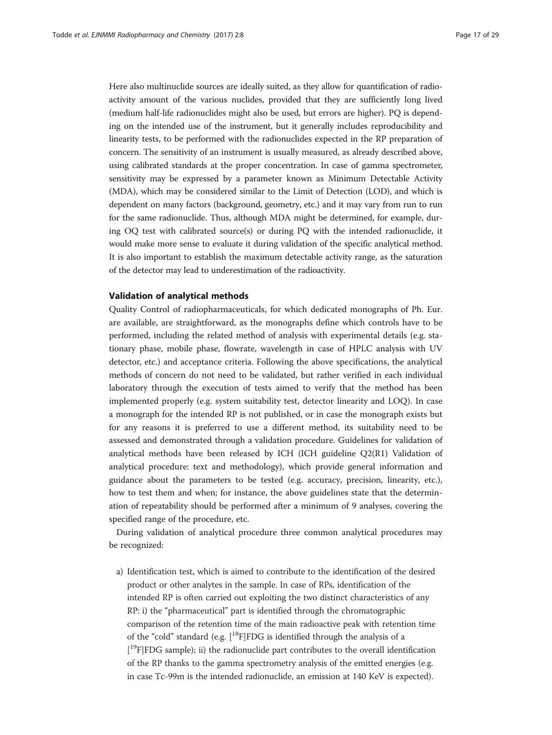Here also multinuclide sources are ideally suited, as they allow for quantification of radioactivity amount of the various nuclides, provided that they are sufficiently long lived (medium half-life radionuclides might also be used, but errors are higher). PQ is depending on the intended use of the instrument, but it generally includes reproducibility and linearity tests, to be performed with the radionuclides expected in the RP preparation of concern. The sensitivity of an instrument is usually measured, as already described above, using calibrated standards at the proper concentration. In case of gamma spectrometer, sensitivity may be expressed by a parameter known as Minimum Detectable Activity (MDA), which may be considered similar to the Limit of Detection (LOD), and which is dependent on many factors (background, geometry, etc.) and it may vary from run to run for the same radionuclide. Thus, although MDA might be determined, for example, during OQ test with calibrated source(s) or during PQ with the intended radionuclide, it would make more sense to evaluate it during validation of the specific analytical method. It is also important to establish the maximum detectable activity range, as the saturation of the detector may lead to underestimation of the radioactivity.

## Validation of analytical methods

Quality Control of radiopharmaceuticals, for which dedicated monographs of Ph. Eur. are available, are straightforward, as the monographs define which controls have to be performed, including the related method of analysis with experimental details (e.g. stationary phase, mobile phase, flowrate, wavelength in case of HPLC analysis with UV detector, etc.) and acceptance criteria. Following the above specifications, the analytical methods of concern do not need to be validated, but rather verified in each individual laboratory through the execution of tests aimed to verify that the method has been implemented properly (e.g. system suitability test, detector linearity and LOQ). In case a monograph for the intended RP is not published, or in case the monograph exists but for any reasons it is preferred to use a different method, its suitability need to be assessed and demonstrated through a validation procedure. Guidelines for validation of analytical methods have been released by ICH (ICH guideline Q2(R1) Validation of analytical procedure: text and methodology), which provide general information and guidance about the parameters to be tested (e.g. accuracy, precision, linearity, etc.), how to test them and when; for instance, the above guidelines state that the determination of repeatability should be performed after a minimum of 9 analyses, covering the specified range of the procedure, etc.

During validation of analytical procedure three common analytical procedures may be recognized:

a) Identification test, which is aimed to contribute to the identification of the desired product or other analytes in the sample. In case of RPs, identification of the intended RP is often carried out exploiting the two distinct characteristics of any RP: i) the "pharmaceutical" part is identified through the chromatographic comparison of the retention time of the main radioactive peak with retention time of the "cold" standard (e.g. [$^{18}$F]FDG is identified through the analysis of a [$^{19}$F]FDG sample); ii) the radionuclide part contributes to the overall identification of the RP thanks to the gamma spectrometry analysis of the emitted energies (e.g. in case Tc-99m is the intended radionuclide, an emission at 140 KeV is expected).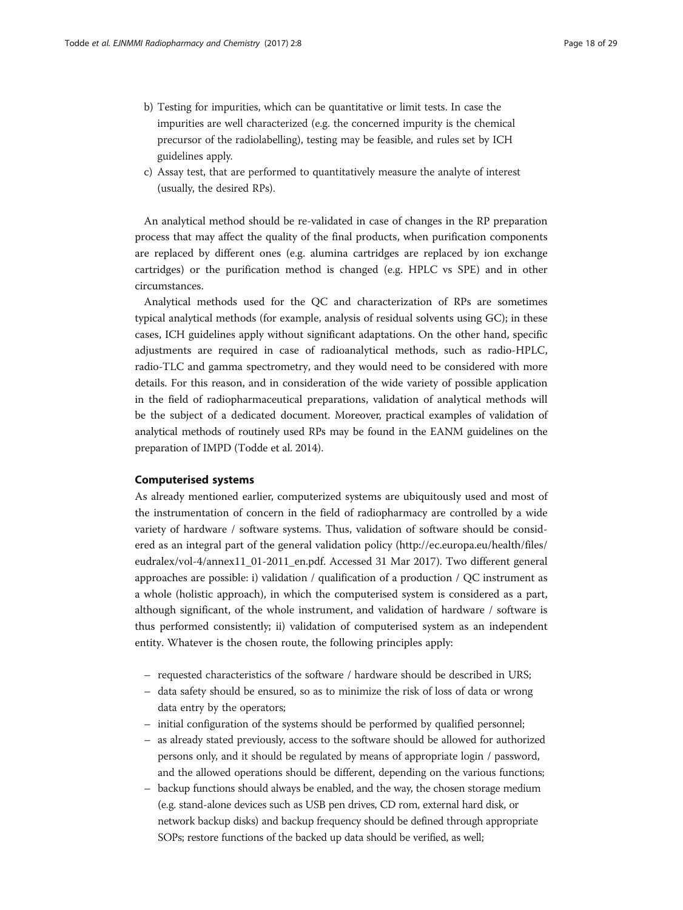b) Testing for impurities, which can be quantitative or limit tests. In case the impurities are well characterized (e.g. the concerned impurity is the chemical precursor of the radiolabelling), testing may be feasible, and rules set by ICH guidelines apply.

c) Assay test, that are performed to quantitatively measure the analyte of interest (usually, the desired RPs).

An analytical method should be re-validated in case of changes in the RP preparation process that may affect the quality of the final products, when purification components are replaced by different ones (e.g. alumina cartridges are replaced by ion exchange cartridges) or the purification method is changed (e.g. HPLC vs SPE) and in other circumstances.

Analytical methods used for the QC and characterization of RPs are sometimes typical analytical methods (for example, analysis of residual solvents using GC); in these cases, ICH guidelines apply without significant adaptations. On the other hand, specific adjustments are required in case of radioanalytical methods, such as radio-HPLC, radio-TLC and gamma spectrometry, and they would need to be considered with more details. For this reason, and in consideration of the wide variety of possible application in the field of radiopharmaceutical preparations, validation of analytical methods will be the subject of a dedicated document. Moreover, practical examples of validation of analytical methods of routinely used RPs may be found in the EANM guidelines on the preparation of IMPD (Todde et al. 2014).

### Computerised systems

As already mentioned earlier, computerized systems are ubiquitously used and most of the instrumentation of concern in the field of radiopharmacy are controlled by a wide variety of hardware / software systems. Thus, validation of software should be considered as an integral part of the general validation policy (http://ec.europa.eu/health/files/eudralex/vol-4/annex11_01-2011_en.pdf. Accessed 31 Mar 2017). Two different general approaches are possible: i) validation / qualification of a production / QC instrument as a whole (holistic approach), in which the computerised system is considered as a part, although significant, of the whole instrument, and validation of hardware / software is thus performed consistently; ii) validation of computerised system as an independent entity. Whatever is the chosen route, the following principles apply:

- requested characteristics of the software / hardware should be described in URS;
- data safety should be ensured, so as to minimize the risk of loss of data or wrong data entry by the operators;
- initial configuration of the systems should be performed by qualified personnel;
- as already stated previously, access to the software should be allowed for authorized persons only, and it should be regulated by means of appropriate login / password, and the allowed operations should be different, depending on the various functions;
- backup functions should always be enabled, and the way, the chosen storage medium (e.g. stand-alone devices such as USB pen drives, CD rom, external hard disk, or network backup disks) and backup frequency should be defined through appropriate SOPs; restore functions of the backed up data should be verified, as well;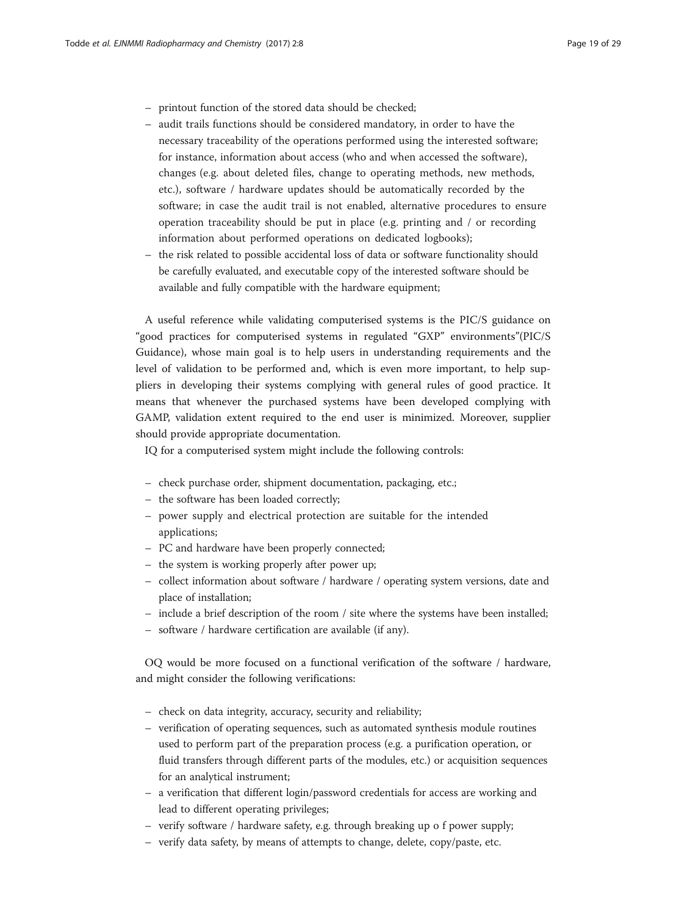- printout function of the stored data should be checked;
- audit trails functions should be considered mandatory, in order to have the necessary traceability of the operations performed using the interested software; for instance, information about access (who and when accessed the software), changes (e.g. about deleted files, change to operating methods, new methods, etc.), software / hardware updates should be automatically recorded by the software; in case the audit trail is not enabled, alternative procedures to ensure operation traceability should be put in place (e.g. printing and / or recording information about performed operations on dedicated logbooks);
- the risk related to possible accidental loss of data or software functionality should be carefully evaluated, and executable copy of the interested software should be available and fully compatible with the hardware equipment;

A useful reference while validating computerised systems is the PIC/S guidance on "good practices for computerised systems in regulated "GXP" environments"(PIC/S Guidance), whose main goal is to help users in understanding requirements and the level of validation to be performed and, which is even more important, to help suppliers in developing their systems complying with general rules of good practice. It means that whenever the purchased systems have been developed complying with GAMP, validation extent required to the end user is minimized. Moreover, supplier should provide appropriate documentation.

IQ for a computerised system might include the following controls:

- check purchase order, shipment documentation, packaging, etc.;
- the software has been loaded correctly;
- power supply and electrical protection are suitable for the intended applications;
- PC and hardware have been properly connected;
- the system is working properly after power up;
- collect information about software / hardware / operating system versions, date and place of installation;
- include a brief description of the room / site where the systems have been installed;
- software / hardware certification are available (if any).

OQ would be more focused on a functional verification of the software / hardware, and might consider the following verifications:

- check on data integrity, accuracy, security and reliability;
- verification of operating sequences, such as automated synthesis module routines used to perform part of the preparation process (e.g. a purification operation, or fluid transfers through different parts of the modules, etc.) or acquisition sequences for an analytical instrument;
- a verification that different login/password credentials for access are working and lead to different operating privileges;
- verify software / hardware safety, e.g. through breaking up o f power supply;
- verify data safety, by means of attempts to change, delete, copy/paste, etc.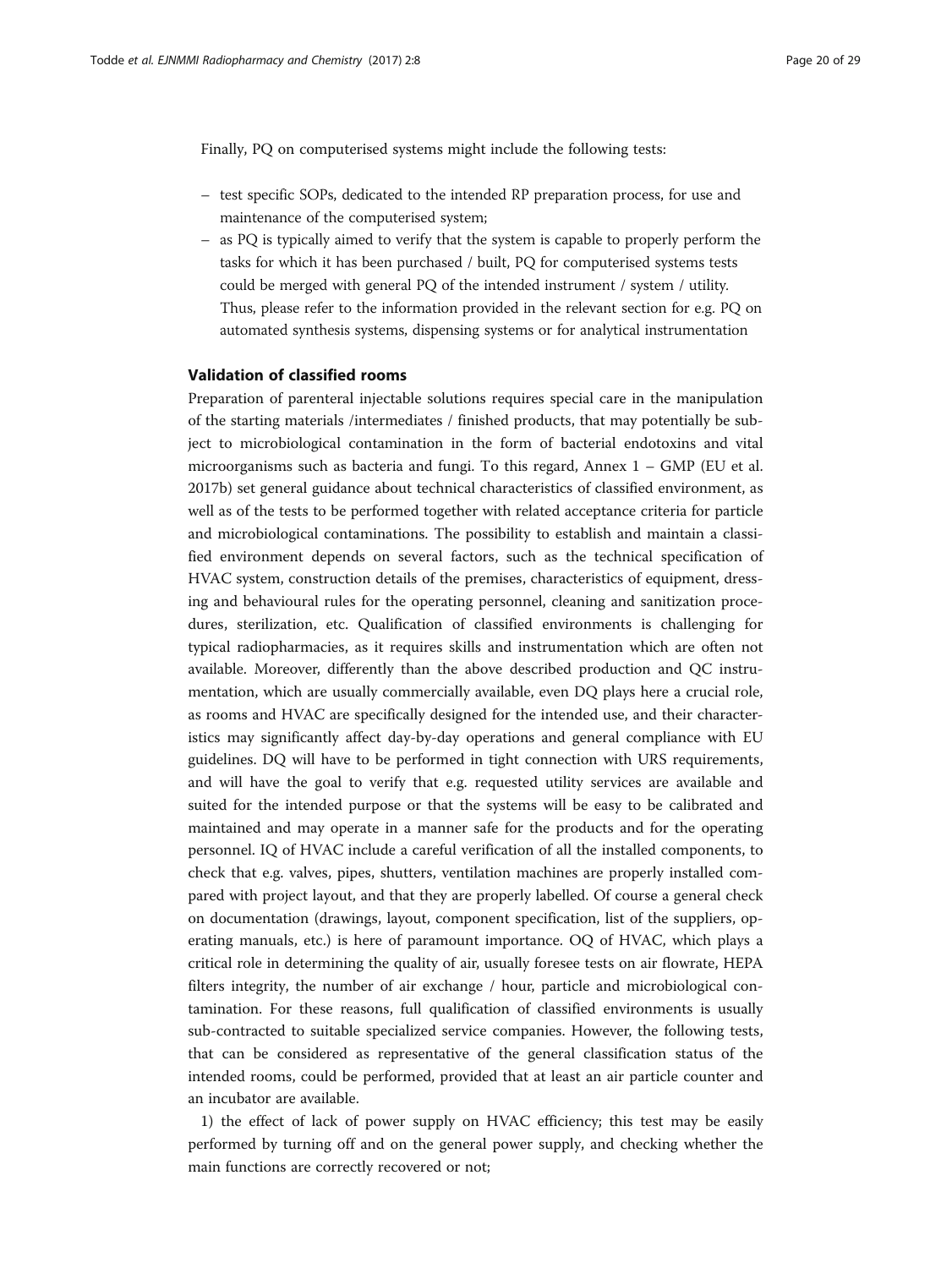Finally, PQ on computerised systems might include the following tests:

- test specific SOPs, dedicated to the intended RP preparation process, for use and maintenance of the computerised system;
- as PQ is typically aimed to verify that the system is capable to properly perform the tasks for which it has been purchased / built, PQ for computerised systems tests could be merged with general PQ of the intended instrument / system / utility. Thus, please refer to the information provided in the relevant section for e.g. PQ on automated synthesis systems, dispensing systems or for analytical instrumentation

### Validation of classified rooms

Preparation of parenteral injectable solutions requires special care in the manipulation of the starting materials /intermediates / finished products, that may potentially be subject to microbiological contamination in the form of bacterial endotoxins and vital microorganisms such as bacteria and fungi. To this regard, Annex 1 – GMP (EU et al. 2017b) set general guidance about technical characteristics of classified environment, as well as of the tests to be performed together with related acceptance criteria for particle and microbiological contaminations. The possibility to establish and maintain a classified environment depends on several factors, such as the technical specification of HVAC system, construction details of the premises, characteristics of equipment, dressing and behavioural rules for the operating personnel, cleaning and sanitization procedures, sterilization, etc. Qualification of classified environments is challenging for typical radiopharmacies, as it requires skills and instrumentation which are often not available. Moreover, differently than the above described production and QC instrumentation, which are usually commercially available, even DQ plays here a crucial role, as rooms and HVAC are specifically designed for the intended use, and their characteristics may significantly affect day-by-day operations and general compliance with EU guidelines. DQ will have to be performed in tight connection with URS requirements, and will have the goal to verify that e.g. requested utility services are available and suited for the intended purpose or that the systems will be easy to be calibrated and maintained and may operate in a manner safe for the products and for the operating personnel. IQ of HVAC include a careful verification of all the installed components, to check that e.g. valves, pipes, shutters, ventilation machines are properly installed compared with project layout, and that they are properly labelled. Of course a general check on documentation (drawings, layout, component specification, list of the suppliers, operating manuals, etc.) is here of paramount importance. OQ of HVAC, which plays a critical role in determining the quality of air, usually foresee tests on air flowrate, HEPA filters integrity, the number of air exchange / hour, particle and microbiological contamination. For these reasons, full qualification of classified environments is usually sub-contracted to suitable specialized service companies. However, the following tests, that can be considered as representative of the general classification status of the intended rooms, could be performed, provided that at least an air particle counter and an incubator are available.

1) the effect of lack of power supply on HVAC efficiency; this test may be easily performed by turning off and on the general power supply, and checking whether the main functions are correctly recovered or not;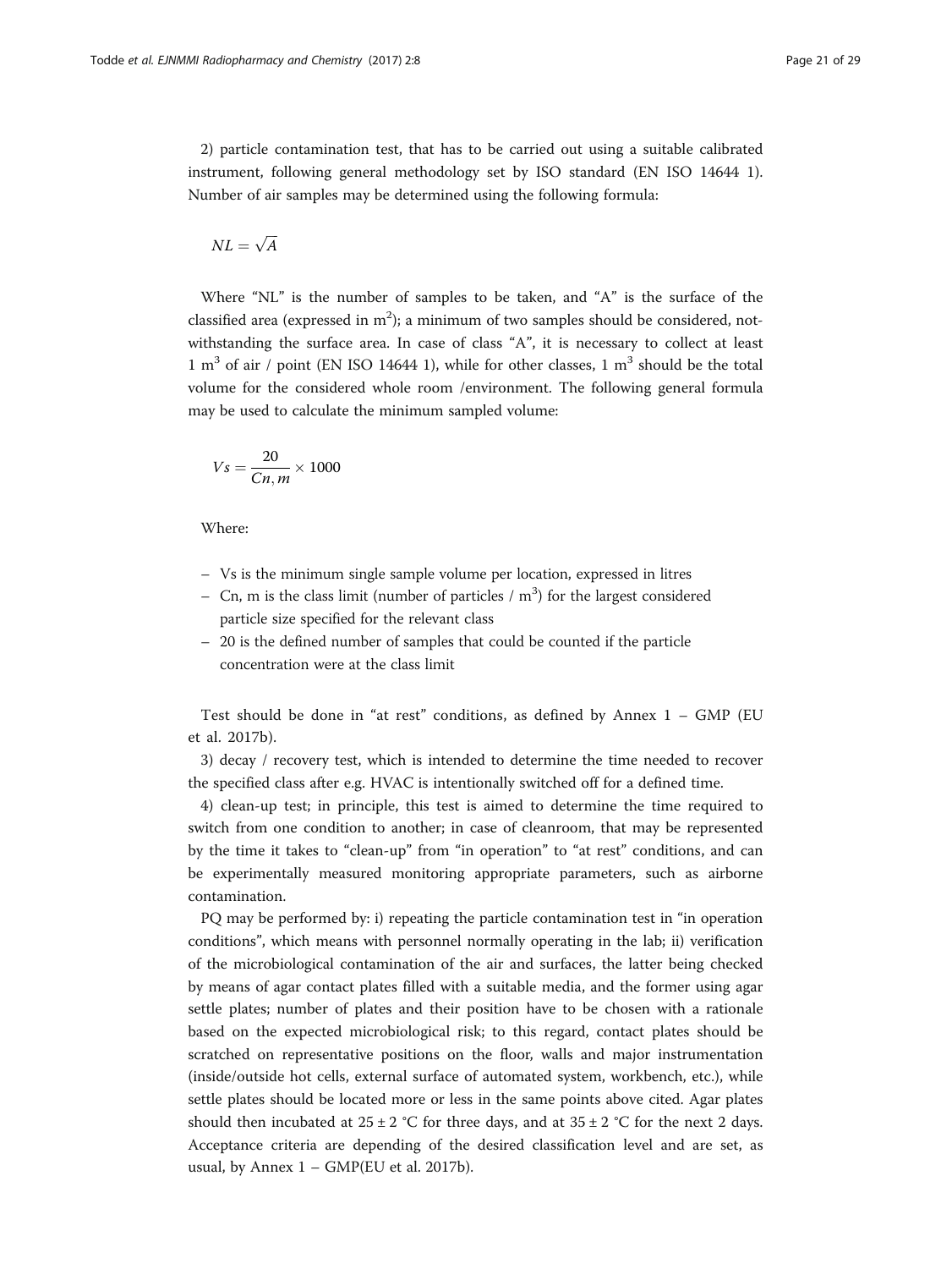2) particle contamination test, that has to be carried out using a suitable calibrated instrument, following general methodology set by ISO standard (EN ISO 14644 1). Number of air samples may be determined using the following formula:

$$NL = \sqrt{A}$$

Where "NL" is the number of samples to be taken, and "A" is the surface of the classified area (expressed in $m^2$); a minimum of two samples should be considered, notwithstanding the surface area. In case of class "A", it is necessary to collect at least 1 $m^3$ of air / point (EN ISO 14644 1), while for other classes, 1 $m^3$ should be the total volume for the considered whole room /environment. The following general formula may be used to calculate the minimum sampled volume:

$$Vs = \frac{20}{Cn, m} \times 1000$$

Where:

- Vs is the minimum single sample volume per location, expressed in litres
- Cn, m is the class limit (number of particles / $m^3$) for the largest considered particle size specified for the relevant class
- 20 is the defined number of samples that could be counted if the particle concentration were at the class limit

Test should be done in "at rest" conditions, as defined by Annex 1 – GMP (EU et al. 2017b).

3) decay / recovery test, which is intended to determine the time needed to recover the specified class after e.g. HVAC is intentionally switched off for a defined time.

4) clean-up test; in principle, this test is aimed to determine the time required to switch from one condition to another; in case of cleanroom, that may be represented by the time it takes to "clean-up" from "in operation" to "at rest" conditions, and can be experimentally measured monitoring appropriate parameters, such as airborne contamination.

PQ may be performed by: i) repeating the particle contamination test in "in operation conditions", which means with personnel normally operating in the lab; ii) verification of the microbiological contamination of the air and surfaces, the latter being checked by means of agar contact plates filled with a suitable media, and the former using agar settle plates; number of plates and their position have to be chosen with a rationale based on the expected microbiological risk; to this regard, contact plates should be scratched on representative positions on the floor, walls and major instrumentation (inside/outside hot cells, external surface of automated system, workbench, etc.), while settle plates should be located more or less in the same points above cited. Agar plates should then incubated at 25 ± 2 °C for three days, and at 35 ± 2 °C for the next 2 days. Acceptance criteria are depending of the desired classification level and are set, as usual, by Annex 1 – GMP(EU et al. 2017b).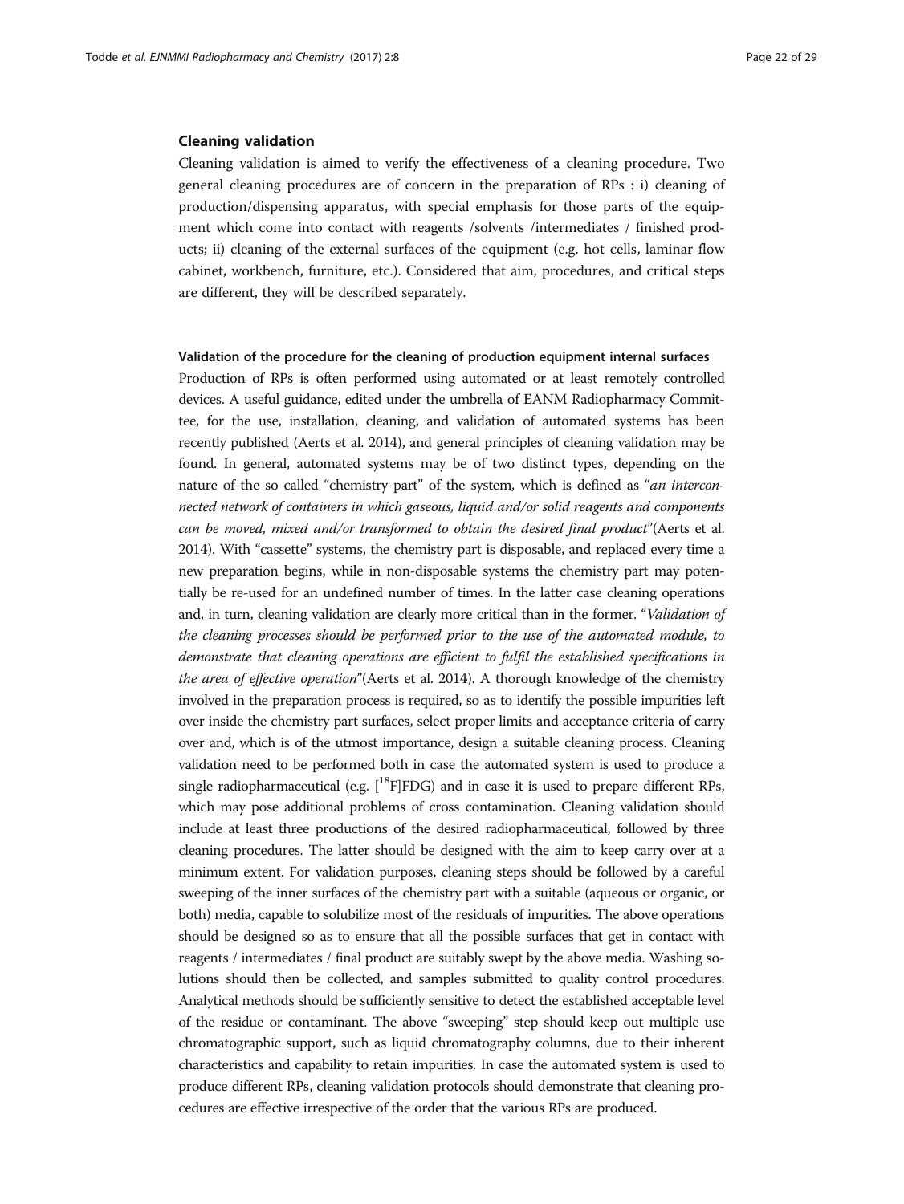## Cleaning validation

Cleaning validation is aimed to verify the effectiveness of a cleaning procedure. Two general cleaning procedures are of concern in the preparation of RPs : i) cleaning of production/dispensing apparatus, with special emphasis for those parts of the equipment which come into contact with reagents /solvents /intermediates / finished products; ii) cleaning of the external surfaces of the equipment (e.g. hot cells, laminar flow cabinet, workbench, furniture, etc.). Considered that aim, procedures, and critical steps are different, they will be described separately.

### Validation of the procedure for the cleaning of production equipment internal surfaces

Production of RPs is often performed using automated or at least remotely controlled devices. A useful guidance, edited under the umbrella of EANM Radiopharmacy Committee, for the use, installation, cleaning, and validation of automated systems has been recently published (Aerts et al. 2014), and general principles of cleaning validation may be found. In general, automated systems may be of two distinct types, depending on the nature of the so called "chemistry part" of the system, which is defined as "*an interconnected network of containers in which gaseous, liquid and/or solid reagents and components can be moved, mixed and/or transformed to obtain the desired final product*"(Aerts et al. 2014). With "cassette" systems, the chemistry part is disposable, and replaced every time a new preparation begins, while in non-disposable systems the chemistry part may potentially be re-used for an undefined number of times. In the latter case cleaning operations and, in turn, cleaning validation are clearly more critical than in the former. "*Validation of the cleaning processes should be performed prior to the use of the automated module, to demonstrate that cleaning operations are efficient to fulfil the established specifications in the area of effective operation*"(Aerts et al. 2014). A thorough knowledge of the chemistry involved in the preparation process is required, so as to identify the possible impurities left over inside the chemistry part surfaces, select proper limits and acceptance criteria of carry over and, which is of the utmost importance, design a suitable cleaning process. Cleaning validation need to be performed both in case the automated system is used to produce a single radiopharmaceutical (e.g. [$^{18}$F]FDG) and in case it is used to prepare different RPs, which may pose additional problems of cross contamination. Cleaning validation should include at least three productions of the desired radiopharmaceutical, followed by three cleaning procedures. The latter should be designed with the aim to keep carry over at a minimum extent. For validation purposes, cleaning steps should be followed by a careful sweeping of the inner surfaces of the chemistry part with a suitable (aqueous or organic, or both) media, capable to solubilize most of the residuals of impurities. The above operations should be designed so as to ensure that all the possible surfaces that get in contact with reagents / intermediates / final product are suitably swept by the above media. Washing solutions should then be collected, and samples submitted to quality control procedures. Analytical methods should be sufficiently sensitive to detect the established acceptable level of the residue or contaminant. The above "sweeping" step should keep out multiple use chromatographic support, such as liquid chromatography columns, due to their inherent characteristics and capability to retain impurities. In case the automated system is used to produce different RPs, cleaning validation protocols should demonstrate that cleaning procedures are effective irrespective of the order that the various RPs are produced.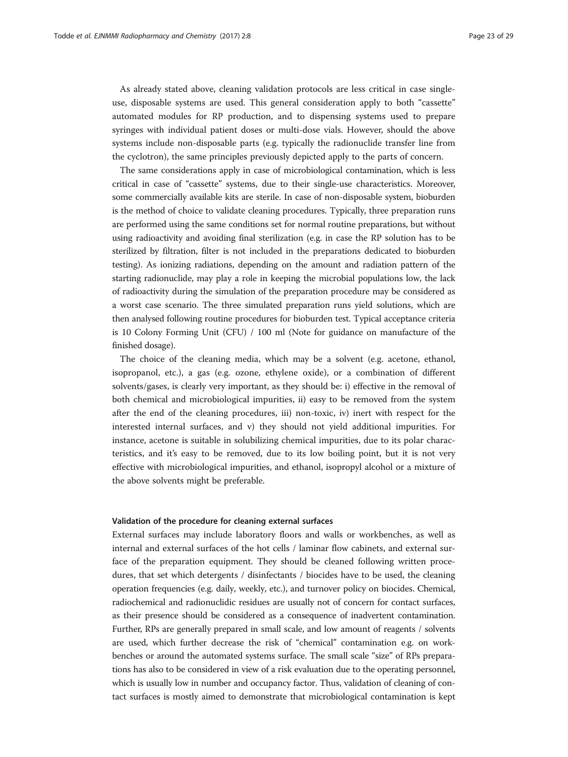As already stated above, cleaning validation protocols are less critical in case single-use, disposable systems are used. This general consideration apply to both "cassette" automated modules for RP production, and to dispensing systems used to prepare syringes with individual patient doses or multi-dose vials. However, should the above systems include non-disposable parts (e.g. typically the radionuclide transfer line from the cyclotron), the same principles previously depicted apply to the parts of concern.

The same considerations apply in case of microbiological contamination, which is less critical in case of "cassette" systems, due to their single-use characteristics. Moreover, some commercially available kits are sterile. In case of non-disposable system, bioburden is the method of choice to validate cleaning procedures. Typically, three preparation runs are performed using the same conditions set for normal routine preparations, but without using radioactivity and avoiding final sterilization (e.g. in case the RP solution has to be sterilized by filtration, filter is not included in the preparations dedicated to bioburden testing). As ionizing radiations, depending on the amount and radiation pattern of the starting radionuclide, may play a role in keeping the microbial populations low, the lack of radioactivity during the simulation of the preparation procedure may be considered as a worst case scenario. The three simulated preparation runs yield solutions, which are then analysed following routine procedures for bioburden test. Typical acceptance criteria is 10 Colony Forming Unit (CFU) / 100 ml (Note for guidance on manufacture of the finished dosage).

The choice of the cleaning media, which may be a solvent (e.g. acetone, ethanol, isopropanol, etc.), a gas (e.g. ozone, ethylene oxide), or a combination of different solvents/gases, is clearly very important, as they should be: i) effective in the removal of both chemical and microbiological impurities, ii) easy to be removed from the system after the end of the cleaning procedures, iii) non-toxic, iv) inert with respect for the interested internal surfaces, and v) they should not yield additional impurities. For instance, acetone is suitable in solubilizing chemical impurities, due to its polar characteristics, and it's easy to be removed, due to its low boiling point, but it is not very effective with microbiological impurities, and ethanol, isopropyl alcohol or a mixture of the above solvents might be preferable.

#### Validation of the procedure for cleaning external surfaces

External surfaces may include laboratory floors and walls or workbenches, as well as internal and external surfaces of the hot cells / laminar flow cabinets, and external surface of the preparation equipment. They should be cleaned following written procedures, that set which detergents / disinfectants / biocides have to be used, the cleaning operation frequencies (e.g. daily, weekly, etc.), and turnover policy on biocides. Chemical, radiochemical and radionuclidic residues are usually not of concern for contact surfaces, as their presence should be considered as a consequence of inadvertent contamination. Further, RPs are generally prepared in small scale, and low amount of reagents / solvents are used, which further decrease the risk of "chemical" contamination e.g. on workbenches or around the automated systems surface. The small scale "size" of RPs preparations has also to be considered in view of a risk evaluation due to the operating personnel, which is usually low in number and occupancy factor. Thus, validation of cleaning of contact surfaces is mostly aimed to demonstrate that microbiological contamination is kept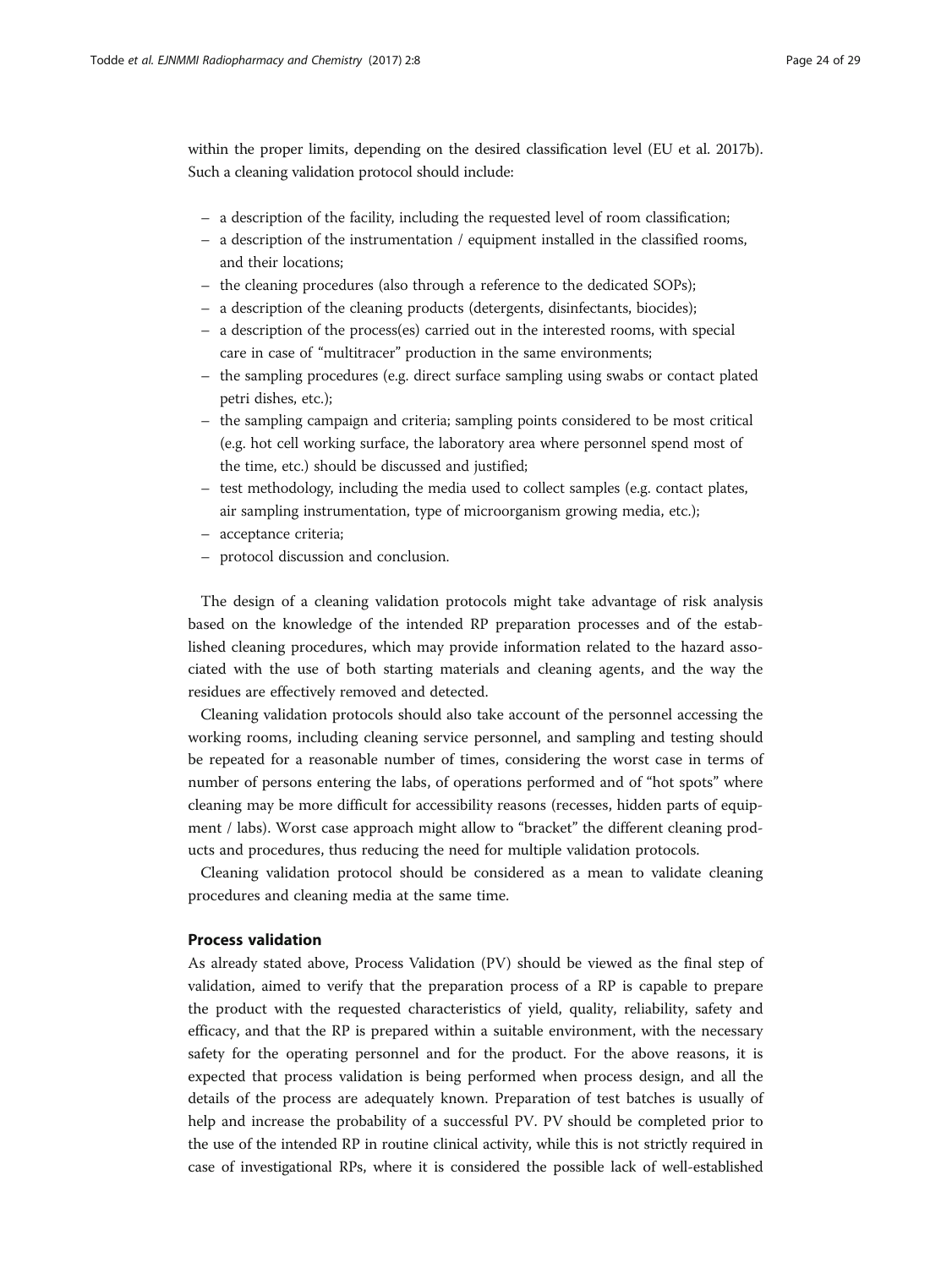within the proper limits, depending on the desired classification level (EU et al. 2017b). Such a cleaning validation protocol should include:

- a description of the facility, including the requested level of room classification;
- a description of the instrumentation / equipment installed in the classified rooms, and their locations;
- the cleaning procedures (also through a reference to the dedicated SOPs);
- a description of the cleaning products (detergents, disinfectants, biocides);
- a description of the process(es) carried out in the interested rooms, with special care in case of "multitracer" production in the same environments;
- the sampling procedures (e.g. direct surface sampling using swabs or contact plated petri dishes, etc.);
- the sampling campaign and criteria; sampling points considered to be most critical (e.g. hot cell working surface, the laboratory area where personnel spend most of the time, etc.) should be discussed and justified;
- test methodology, including the media used to collect samples (e.g. contact plates, air sampling instrumentation, type of microorganism growing media, etc.);
- acceptance criteria;
- protocol discussion and conclusion.

The design of a cleaning validation protocols might take advantage of risk analysis based on the knowledge of the intended RP preparation processes and of the established cleaning procedures, which may provide information related to the hazard associated with the use of both starting materials and cleaning agents, and the way the residues are effectively removed and detected.

Cleaning validation protocols should also take account of the personnel accessing the working rooms, including cleaning service personnel, and sampling and testing should be repeated for a reasonable number of times, considering the worst case in terms of number of persons entering the labs, of operations performed and of "hot spots" where cleaning may be more difficult for accessibility reasons (recesses, hidden parts of equipment / labs). Worst case approach might allow to "bracket" the different cleaning products and procedures, thus reducing the need for multiple validation protocols.

Cleaning validation protocol should be considered as a mean to validate cleaning procedures and cleaning media at the same time.

## Process validation

As already stated above, Process Validation (PV) should be viewed as the final step of validation, aimed to verify that the preparation process of a RP is capable to prepare the product with the requested characteristics of yield, quality, reliability, safety and efficacy, and that the RP is prepared within a suitable environment, with the necessary safety for the operating personnel and for the product. For the above reasons, it is expected that process validation is being performed when process design, and all the details of the process are adequately known. Preparation of test batches is usually of help and increase the probability of a successful PV. PV should be completed prior to the use of the intended RP in routine clinical activity, while this is not strictly required in case of investigational RPs, where it is considered the possible lack of well-established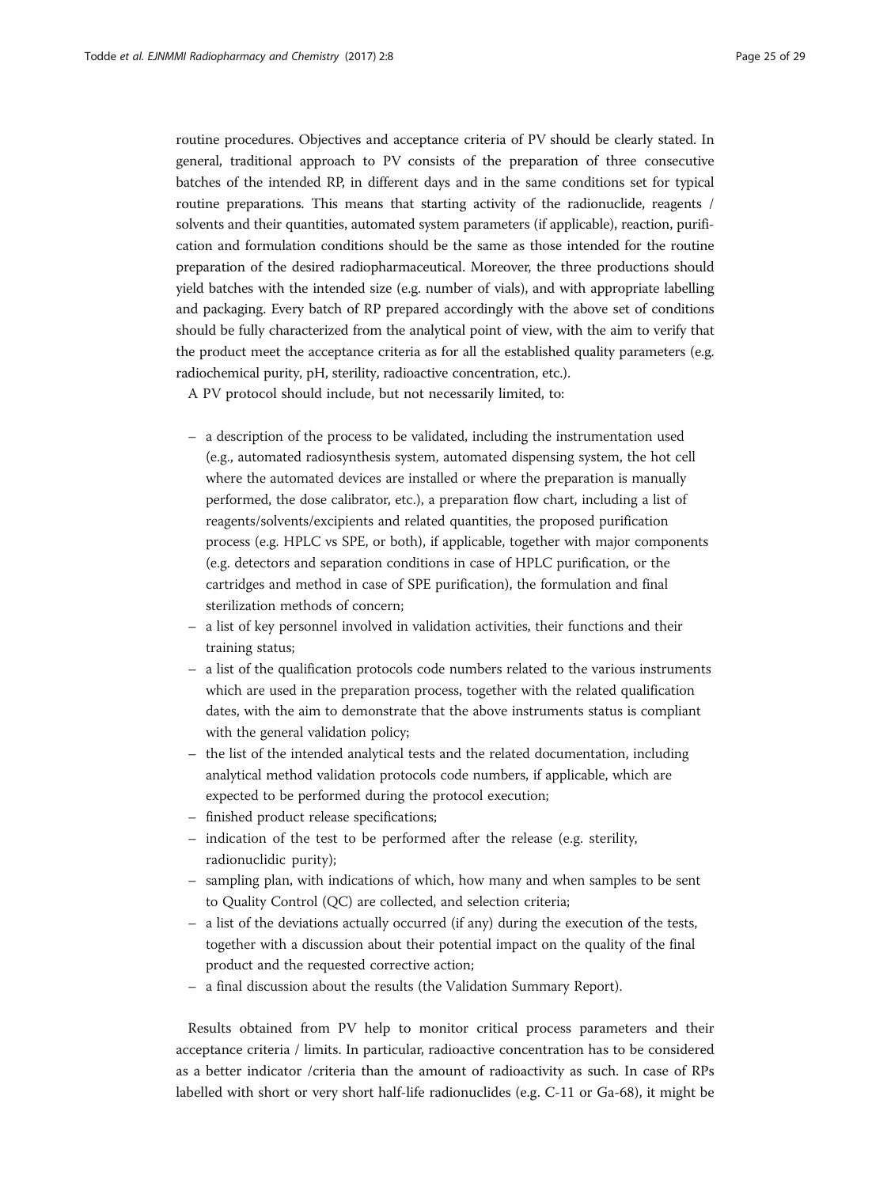routine procedures. Objectives and acceptance criteria of PV should be clearly stated. In general, traditional approach to PV consists of the preparation of three consecutive batches of the intended RP, in different days and in the same conditions set for typical routine preparations. This means that starting activity of the radionuclide, reagents / solvents and their quantities, automated system parameters (if applicable), reaction, purification and formulation conditions should be the same as those intended for the routine preparation of the desired radiopharmaceutical. Moreover, the three productions should yield batches with the intended size (e.g. number of vials), and with appropriate labelling and packaging. Every batch of RP prepared accordingly with the above set of conditions should be fully characterized from the analytical point of view, with the aim to verify that the product meet the acceptance criteria as for all the established quality parameters (e.g. radiochemical purity, pH, sterility, radioactive concentration, etc.).

A PV protocol should include, but not necessarily limited, to:

- a description of the process to be validated, including the instrumentation used (e.g., automated radiosynthesis system, automated dispensing system, the hot cell where the automated devices are installed or where the preparation is manually performed, the dose calibrator, etc.), a preparation flow chart, including a list of reagents/solvents/excipients and related quantities, the proposed purification process (e.g. HPLC vs SPE, or both), if applicable, together with major components (e.g. detectors and separation conditions in case of HPLC purification, or the cartridges and method in case of SPE purification), the formulation and final sterilization methods of concern;
- a list of key personnel involved in validation activities, their functions and their training status;
- a list of the qualification protocols code numbers related to the various instruments which are used in the preparation process, together with the related qualification dates, with the aim to demonstrate that the above instruments status is compliant with the general validation policy;
- the list of the intended analytical tests and the related documentation, including analytical method validation protocols code numbers, if applicable, which are expected to be performed during the protocol execution;
- finished product release specifications;
- indication of the test to be performed after the release (e.g. sterility, radionuclidic purity);
- sampling plan, with indications of which, how many and when samples to be sent to Quality Control (QC) are collected, and selection criteria;
- a list of the deviations actually occurred (if any) during the execution of the tests, together with a discussion about their potential impact on the quality of the final product and the requested corrective action;
- a final discussion about the results (the Validation Summary Report).

Results obtained from PV help to monitor critical process parameters and their acceptance criteria / limits. In particular, radioactive concentration has to be considered as a better indicator /criteria than the amount of radioactivity as such. In case of RPs labelled with short or very short half-life radionuclides (e.g. C-11 or Ga-68), it might be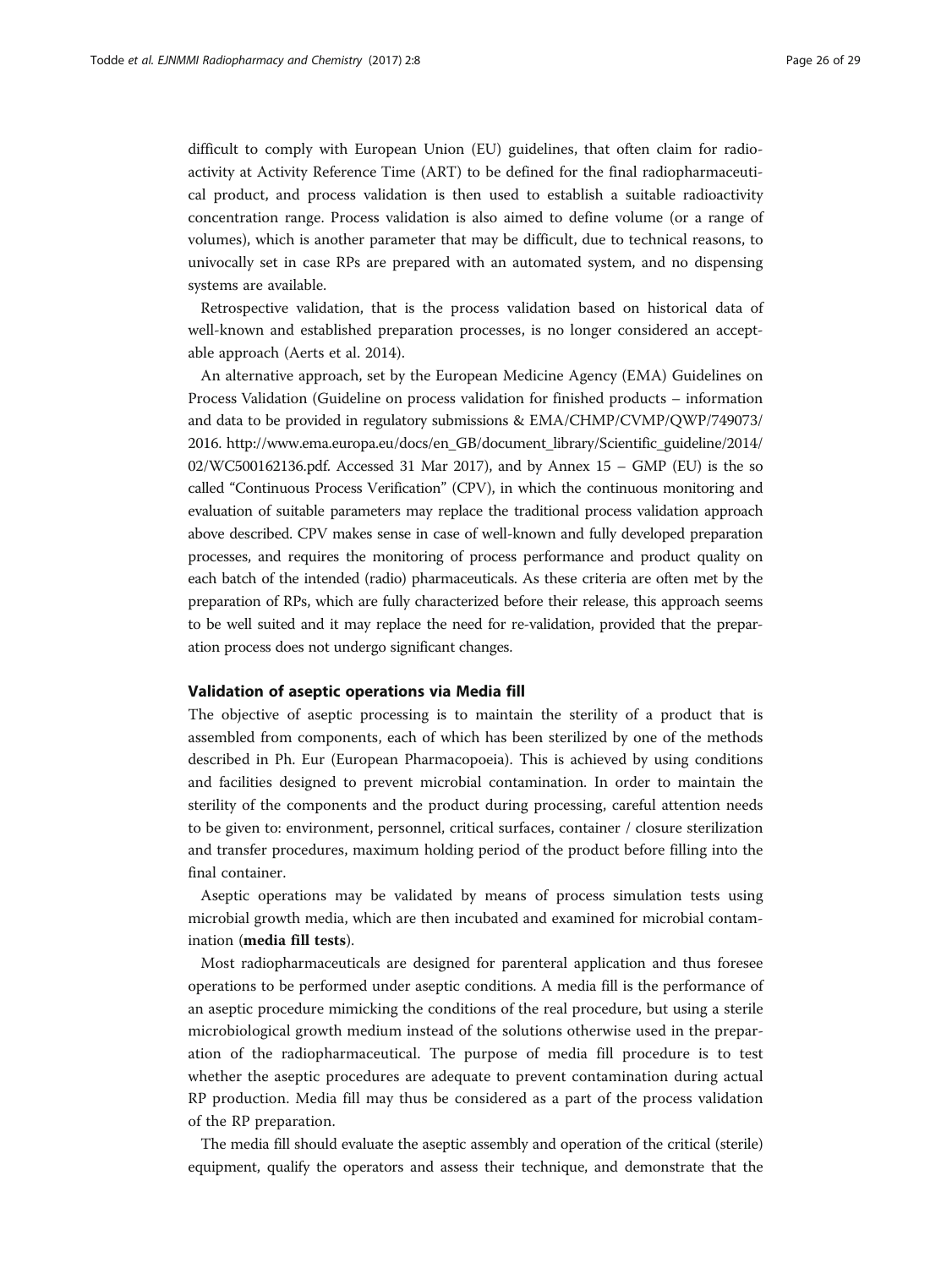difficult to comply with European Union (EU) guidelines, that often claim for radioactivity at Activity Reference Time (ART) to be defined for the final radiopharmaceutical product, and process validation is then used to establish a suitable radioactivity concentration range. Process validation is also aimed to define volume (or a range of volumes), which is another parameter that may be difficult, due to technical reasons, to univocally set in case RPs are prepared with an automated system, and no dispensing systems are available.

Retrospective validation, that is the process validation based on historical data of well-known and established preparation processes, is no longer considered an acceptable approach (Aerts et al. 2014).

An alternative approach, set by the European Medicine Agency (EMA) Guidelines on Process Validation (Guideline on process validation for finished products – information and data to be provided in regulatory submissions & EMA/CHMP/CVMP/QWP/749073/2016. http://www.ema.europa.eu/docs/en_GB/document_library/Scientific_guideline/2014/02/WC500162136.pdf. Accessed 31 Mar 2017), and by Annex 15 – GMP (EU) is the so called "Continuous Process Verification" (CPV), in which the continuous monitoring and evaluation of suitable parameters may replace the traditional process validation approach above described. CPV makes sense in case of well-known and fully developed preparation processes, and requires the monitoring of process performance and product quality on each batch of the intended (radio) pharmaceuticals. As these criteria are often met by the preparation of RPs, which are fully characterized before their release, this approach seems to be well suited and it may replace the need for re-validation, provided that the preparation process does not undergo significant changes.

### Validation of aseptic operations via Media fill

The objective of aseptic processing is to maintain the sterility of a product that is assembled from components, each of which has been sterilized by one of the methods described in Ph. Eur (European Pharmacopoeia). This is achieved by using conditions and facilities designed to prevent microbial contamination. In order to maintain the sterility of the components and the product during processing, careful attention needs to be given to: environment, personnel, critical surfaces, container / closure sterilization and transfer procedures, maximum holding period of the product before filling into the final container.

Aseptic operations may be validated by means of process simulation tests using microbial growth media, which are then incubated and examined for microbial contamination (**media fill tests**).

Most radiopharmaceuticals are designed for parenteral application and thus foresee operations to be performed under aseptic conditions. A media fill is the performance of an aseptic procedure mimicking the conditions of the real procedure, but using a sterile microbiological growth medium instead of the solutions otherwise used in the preparation of the radiopharmaceutical. The purpose of media fill procedure is to test whether the aseptic procedures are adequate to prevent contamination during actual RP production. Media fill may thus be considered as a part of the process validation of the RP preparation.

The media fill should evaluate the aseptic assembly and operation of the critical (sterile) equipment, qualify the operators and assess their technique, and demonstrate that the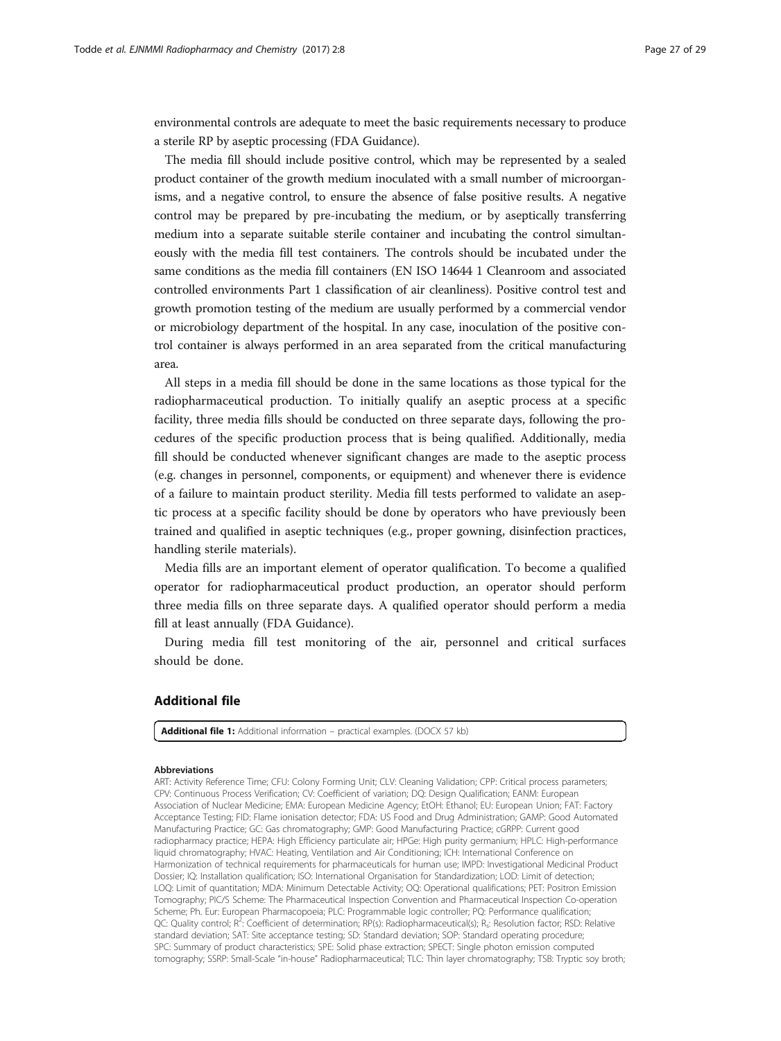environmental controls are adequate to meet the basic requirements necessary to produce a sterile RP by aseptic processing (FDA Guidance).

The media fill should include positive control, which may be represented by a sealed product container of the growth medium inoculated with a small number of microorganisms, and a negative control, to ensure the absence of false positive results. A negative control may be prepared by pre-incubating the medium, or by aseptically transferring medium into a separate suitable sterile container and incubating the control simultaneously with the media fill test containers. The controls should be incubated under the same conditions as the media fill containers (EN ISO 14644 1 Cleanroom and associated controlled environments Part 1 classification of air cleanliness). Positive control test and growth promotion testing of the medium are usually performed by a commercial vendor or microbiology department of the hospital. In any case, inoculation of the positive control container is always performed in an area separated from the critical manufacturing area.

All steps in a media fill should be done in the same locations as those typical for the radiopharmaceutical production. To initially qualify an aseptic process at a specific facility, three media fills should be conducted on three separate days, following the procedures of the specific production process that is being qualified. Additionally, media fill should be conducted whenever significant changes are made to the aseptic process (e.g. changes in personnel, components, or equipment) and whenever there is evidence of a failure to maintain product sterility. Media fill tests performed to validate an aseptic process at a specific facility should be done by operators who have previously been trained and qualified in aseptic techniques (e.g., proper gowning, disinfection practices, handling sterile materials).

Media fills are an important element of operator qualification. To become a qualified operator for radiopharmaceutical product production, an operator should perform three media fills on three separate days. A qualified operator should perform a media fill at least annually (FDA Guidance).

During media fill test monitoring of the air, personnel and critical surfaces should be done.

## Additional file

**Additional file 1:** Additional information – practical examples. (DOCX 57 kb)

#### Abbreviations

ART: Activity Reference Time; CFU: Colony Forming Unit; CLV: Cleaning Validation; CPP: Critical process parameters; CPV: Continuous Process Verification; CV: Coefficient of variation; DQ: Design Qualification; EANM: European Association of Nuclear Medicine; EMA: European Medicine Agency; EtOH: Ethanol; EU: European Union; FAT: Factory Acceptance Testing; FID: Flame ionisation detector; FDA: US Food and Drug Administration; GAMP: Good Automated Manufacturing Practice; GC: Gas chromatography; GMP: Good Manufacturing Practice; cGRPP: Current good radiopharmacy practice; HEPA: High Efficiency particulate air; HPGe: High purity germanium; HPLC: High-performance liquid chromatography; HVAC: Heating, Ventilation and Air Conditioning; ICH: International Conference on Harmonization of technical requirements for pharmaceuticals for human use; IMPD: Investigational Medicinal Product Dossier; IQ: Installation qualification; ISO: International Organisation for Standardization; LOD: Limit of detection; LOQ: Limit of quantitation; MDA: Minimum Detectable Activity; OQ: Operational qualifications; PET: Positron Emission Tomography; PIC/S Scheme: The Pharmaceutical Inspection Convention and Pharmaceutical Inspection Co-operation Scheme; Ph. Eur: European Pharmacopoeia; PLC: Programmable logic controller; PQ: Performance qualification; QC: Quality control; $R^2$: Coefficient of determination; RP(s): Radiopharmaceutical(s); $R_s$: Resolution factor; RSD: Relative standard deviation; SAT: Site acceptance testing; SD: Standard deviation; SOP: Standard operating procedure; SPC: Summary of product characteristics; SPE: Solid phase extraction; SPECT: Single photon emission computed tomography; SSRP: Small-Scale "in-house" Radiopharmaceutical; TLC: Thin layer chromatography; TSB: Tryptic soy broth;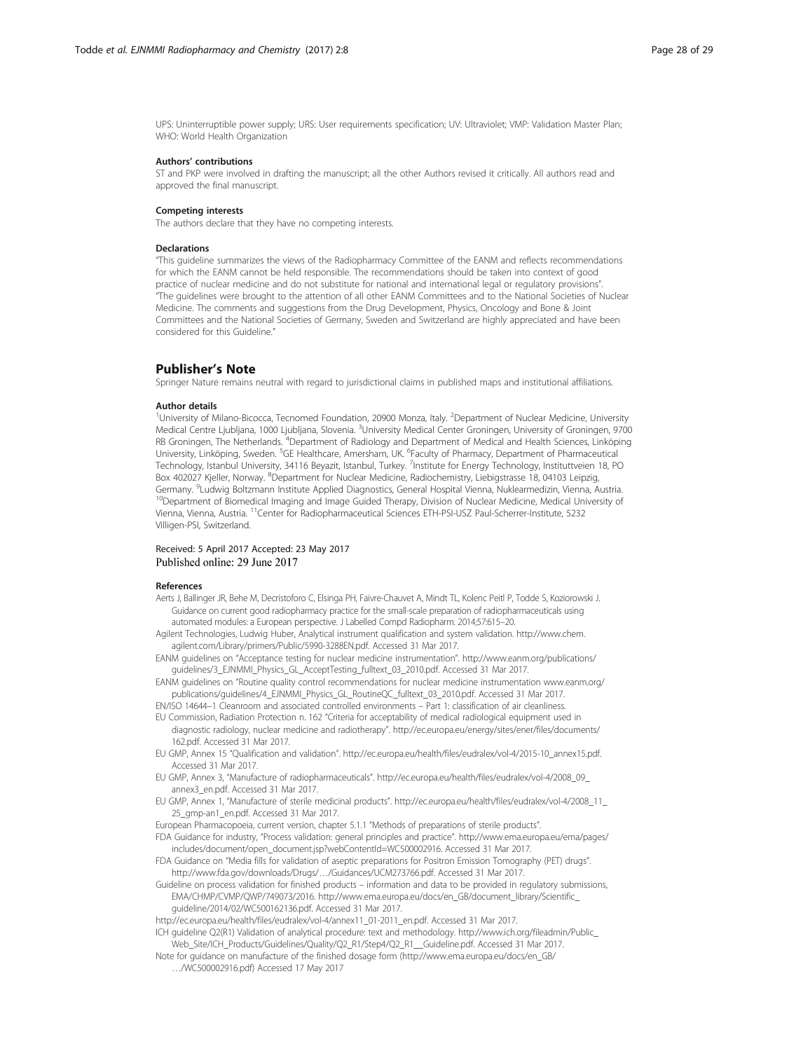UPS: Uninterruptible power supply; URS: User requirements specification; UV: Ultraviolet; VMP: Validation Master Plan; WHO: World Health Organization

#### Authors' contributions

ST and PKP were involved in drafting the manuscript; all the other Authors revised it critically. All authors read and approved the final manuscript.

#### Competing interests

The authors declare that they have no competing interests.

#### Declarations

"This guideline summarizes the views of the Radiopharmacy Committee of the EANM and reflects recommendations for which the EANM cannot be held responsible. The recommendations should be taken into context of good practice of nuclear medicine and do not substitute for national and international legal or regulatory provisions". "The guidelines were brought to the attention of all other EANM Committees and to the National Societies of Nuclear Medicine. The comments and suggestions from the Drug Development, Physics, Oncology and Bone & Joint Committees and the National Societies of Germany, Sweden and Switzerland are highly appreciated and have been considered for this Guideline."

## Publisher's Note

Springer Nature remains neutral with regard to jurisdictional claims in published maps and institutional affiliations.

#### Author details

[1]University of Milano-Bicocca, Tecnomed Foundation, 20900 Monza, Italy. [2]Department of Nuclear Medicine, University Medical Centre Ljubljana, 1000 Ljubljana, Slovenia. [3]University Medical Center Groningen, University of Groningen, 9700 RB Groningen, The Netherlands. [4]Department of Radiology and Department of Medical and Health Sciences, Linköping University, Linköping, Sweden. [5]GE Healthcare, Amersham, UK. [6]Faculty of Pharmacy, Department of Pharmaceutical Technology, Istanbul University, 34116 Beyazit, Istanbul, Turkey. [7]Institute for Energy Technology, Instituttveien 18, PO Box 402027 Kjeller, Norway. [8]Department for Nuclear Medicine, Radiochemistry, Liebigstrasse 18, 04103 Leipzig, Germany. [9]Ludwig Boltzmann Institute Applied Diagnostics, General Hospital Vienna, Nuklearmedizin, Vienna, Austria. [10]Department of Biomedical Imaging and Image Guided Therapy, Division of Nuclear Medicine, Medical University of Vienna, Vienna, Austria. [11]Center for Radiopharmaceutical Sciences ETH-PSI-USZ Paul-Scherrer-Institute, 5232 Villigen-PSI, Switzerland.

Received: 5 April 2017 Accepted: 23 May 2017
Published online: 29 June 2017

#### References

Aerts J, Ballinger JR, Behe M, Decristoforo C, Elsinga PH, Faivre-Chauvet A, Mindt TL, Kolenc Peitl P, Todde S, Koziorowski J. Guidance on current good radiopharmacy practice for the small-scale preparation of radiopharmaceuticals using automated modules: a European perspective. J Labelled Compd Radiopharm. 2014;57:615–20.

Agilent Technologies, Ludwig Huber, Analytical instrument qualification and system validation. http://www.chem.agilent.com/Library/primers/Public/5990-3288EN.pdf. Accessed 31 Mar 2017.

EANM guidelines on "Acceptance testing for nuclear medicine instrumentation". http://www.eanm.org/publications/guidelines/3_EJNMMI_Physics_GL_AcceptTesting_fulltext_03_2010.pdf. Accessed 31 Mar 2017.

EANM guidelines on "Routine quality control recommendations for nuclear medicine instrumentation www.eanm.org/publications/guidelines/4_EJNMMI_Physics_GL_RoutineQC_fulltext_03_2010.pdf. Accessed 31 Mar 2017.

EN/ISO 14644–1 Cleanroom and associated controlled environments – Part 1: classification of air cleanliness.

EU Commission, Radiation Protection n. 162 "Criteria for acceptability of medical radiological equipment used in diagnostic radiology, nuclear medicine and radiotherapy". http://ec.europa.eu/energy/sites/ener/files/documents/162.pdf. Accessed 31 Mar 2017.

EU GMP, Annex 15 "Qualification and validation". http://ec.europa.eu/health/files/eudralex/vol-4/2015-10_annex15.pdf. Accessed 31 Mar 2017.

EU GMP, Annex 3, "Manufacture of radiopharmaceuticals". http://ec.europa.eu/health/files/eudralex/vol-4/2008_09_annex3_en.pdf. Accessed 31 Mar 2017.

EU GMP, Annex 1, "Manufacture of sterile medicinal products". http://ec.europa.eu/health/files/eudralex/vol-4/2008_11_25_gmp-an1_en.pdf. Accessed 31 Mar 2017.

European Pharmacopoeia, current version, chapter 5.1.1 "Methods of preparations of sterile products".

FDA Guidance for industry, "Process validation: general principles and practice". http://www.ema.europa.eu/ema/pages/includes/document/open_document.jsp?webContentId=WC500002916. Accessed 31 Mar 2017.

FDA Guidance on "Media fills for validation of aseptic preparations for Positron Emission Tomography (PET) drugs". http://www.fda.gov/downloads/Drugs/…/Guidances/UCM273766.pdf. Accessed 31 Mar 2017.

Guideline on process validation for finished products – information and data to be provided in regulatory submissions, EMA/CHMP/CVMP/QWP/749073/2016. http://www.ema.europa.eu/docs/en_GB/document_library/Scientific_guideline/2014/02/WC500162136.pdf. Accessed 31 Mar 2017.

http://ec.europa.eu/health/files/eudralex/vol-4/annex11_01-2011_en.pdf. Accessed 31 Mar 2017.

ICH guideline Q2(R1) Validation of analytical procedure: text and methodology. http://www.ich.org/fileadmin/Public_Web_Site/ICH_Products/Guidelines/Quality/Q2_R1/Step4/Q2_R1__Guideline.pdf. Accessed 31 Mar 2017.

Note for guidance on manufacture of the finished dosage form (http://www.ema.europa.eu/docs/en_GB/…/WC500002916.pdf) Accessed 17 May 2017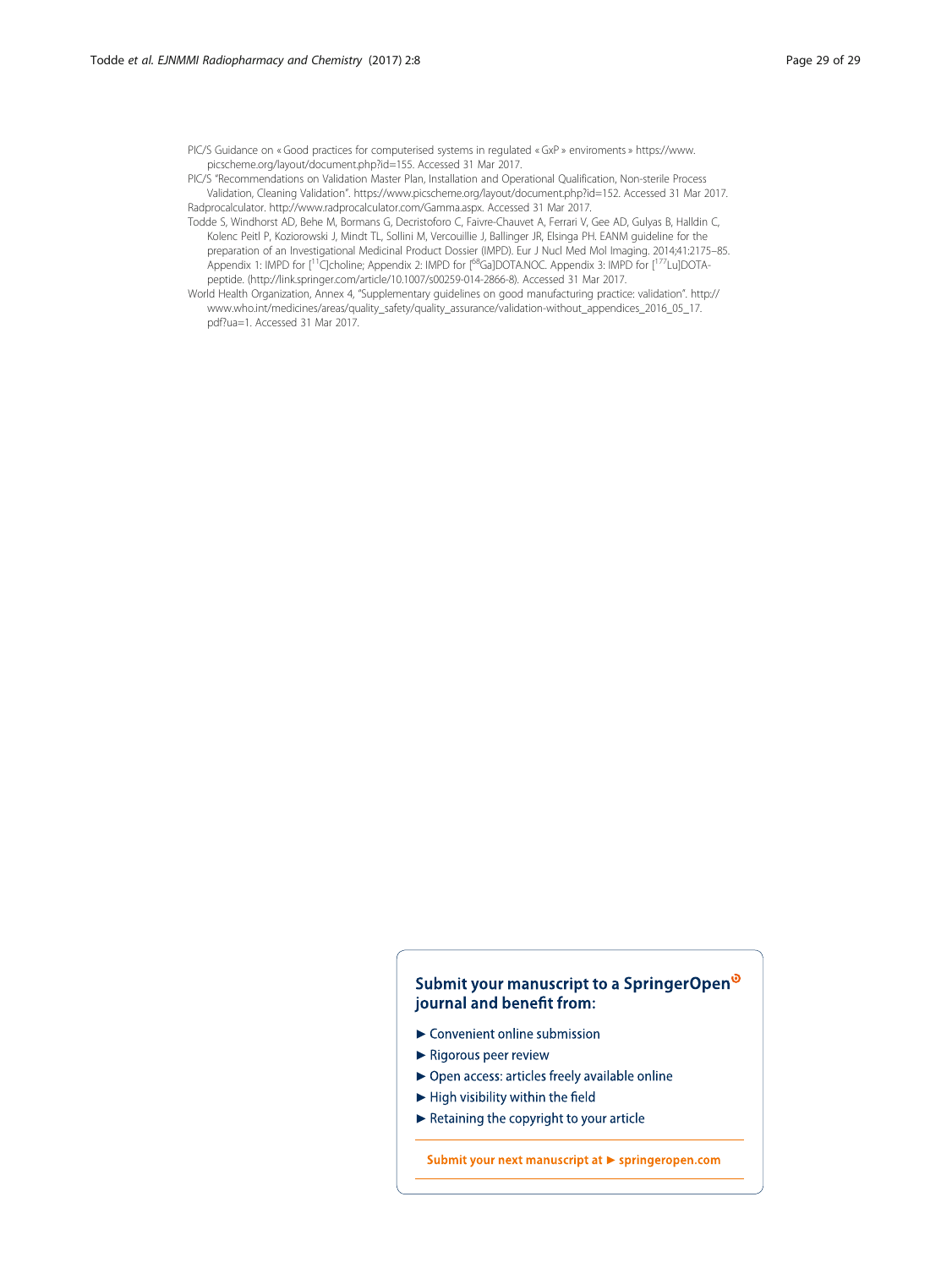PIC/S Guidance on « Good practices for computerised systems in regulated « GxP » enviroments » https://www.picscheme.org/layout/document.php?id=155. Accessed 31 Mar 2017.

PIC/S "Recommendations on Validation Master Plan, Installation and Operational Qualification, Non-sterile Process Validation, Cleaning Validation". https://www.picscheme.org/layout/document.php?id=152. Accessed 31 Mar 2017.

Radprocalculator. http://www.radprocalculator.com/Gamma.aspx. Accessed 31 Mar 2017.

Todde S, Windhorst AD, Behe M, Bormans G, Decristoforo C, Faivre-Chauvet A, Ferrari V, Gee AD, Gulyas B, Halldin C, Kolenc Peitl P, Koziorowski J, Mindt TL, Sollini M, Vercouillie J, Ballinger JR, Elsinga PH. EANM guideline for the preparation of an Investigational Medicinal Product Dossier (IMPD). Eur J Nucl Med Mol Imaging. 2014;41:2175–85. Appendix 1: IMPD for [$^{11}$C]choline; Appendix 2: IMPD for [$^{68}$Ga]DOTA.NOC. Appendix 3: IMPD for [$^{177}$Lu]DOTA-peptide. (http://link.springer.com/article/10.1007/s00259-014-2866-8). Accessed 31 Mar 2017.

World Health Organization, Annex 4, "Supplementary guidelines on good manufacturing practice: validation". http://www.who.int/medicines/areas/quality_safety/quality_assurance/validation-without_appendices_2016_05_17.pdf?ua=1. Accessed 31 Mar 2017.

**Submit your manuscript to a SpringerOpen journal and benefit from:**

- ► Convenient online submission
- ► Rigorous peer review
- ► Open access: articles freely available online
- ► High visibility within the field
- ► Retaining the copyright to your article

**Submit your next manuscript at ► springeropen.com**